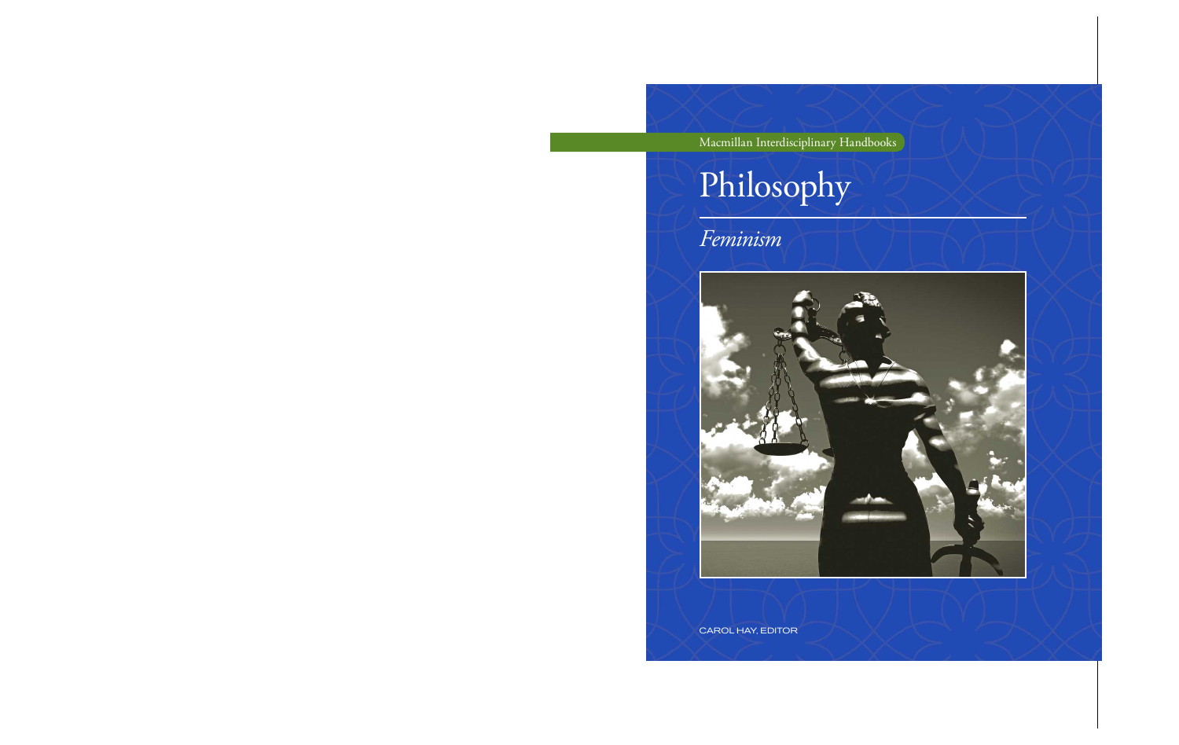Macmillan Interdisciplinary Handbooks

# Philosophy

## *Feminism*

CAROL HAY, EDITOR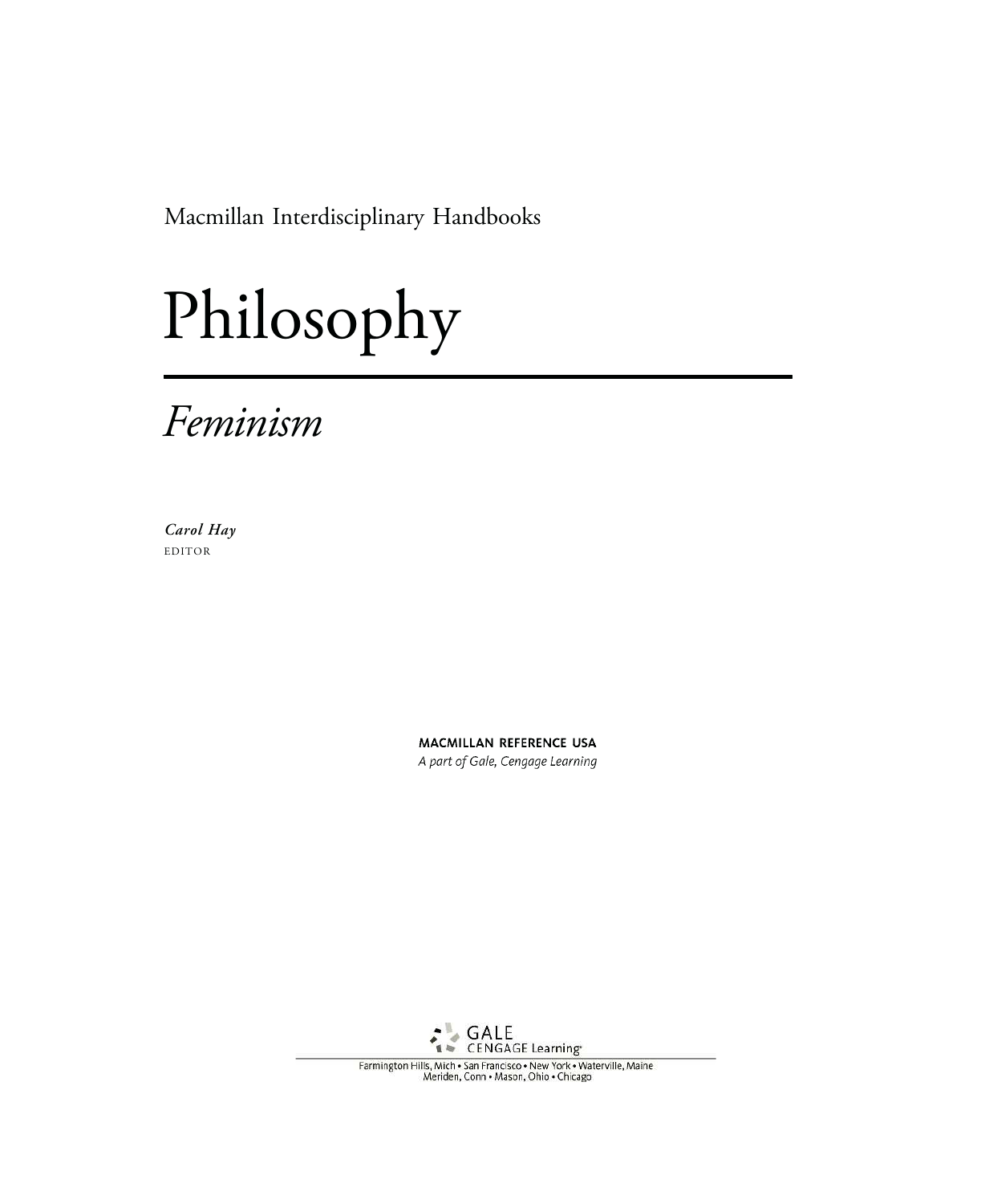Macmillan Interdisciplinary Handbooks

# Philosophy

## *Feminism*

***Carol Hay***
EDITOR

MACMILLAN REFERENCE USA
*A part of Gale, Cengage Learning*

GALE
CENGAGE Learning

Farmington Hills, Mich • San Francisco • New York • Waterville, Maine
Meriden, Conn • Mason, Ohio • Chicago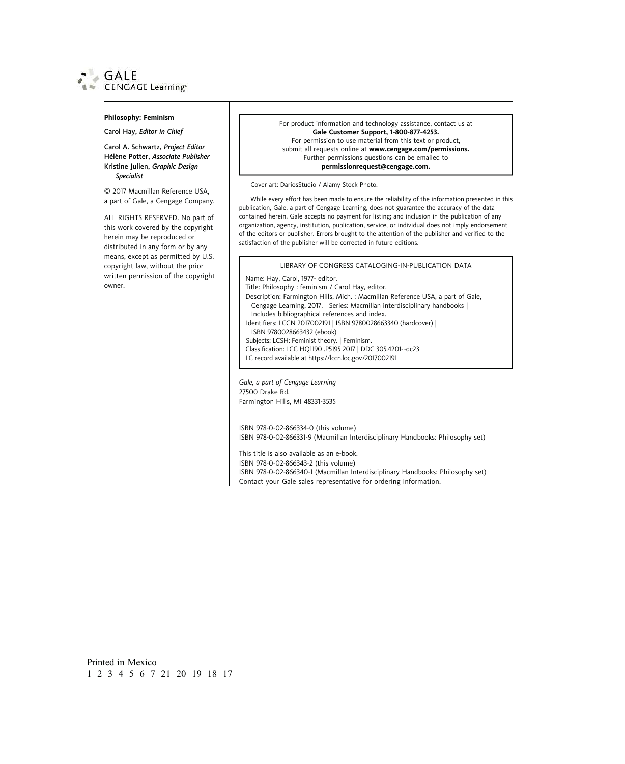GALE
CENGAGE Learning®

**Philosophy: Feminism**

Carol Hay, *Editor in Chief*

Carol A. Schwartz, *Project Editor*
Hélène Potter, *Associate Publisher*
Kristine Julien, *Graphic Design Specialist*

© 2017 Macmillan Reference USA, a part of Gale, a Cengage Company.

ALL RIGHTS RESERVED. No part of this work covered by the copyright herein may be reproduced or distributed in any form or by any means, except as permitted by U.S. copyright law, without the prior written permission of the copyright owner.

For product information and technology assistance, contact us at
**Gale Customer Support, 1-800-877-4253.**
For permission to use material from this text or product,
submit all requests online at **www.cengage.com/permissions.**
Further permissions questions can be emailed to
**permissionrequest@cengage.com.**

Cover art: DariosStudio / Alamy Stock Photo.

While every effort has been made to ensure the reliability of the information presented in this publication, Gale, a part of Cengage Learning, does not guarantee the accuracy of the data contained herein. Gale accepts no payment for listing; and inclusion in the publication of any organization, agency, institution, publication, service, or individual does not imply endorsement of the editors or publisher. Errors brought to the attention of the publisher and verified to the satisfaction of the publisher will be corrected in future editions.

LIBRARY OF CONGRESS CATALOGING-IN-PUBLICATION DATA

Name: Hay, Carol, 1977- editor.
Title: Philosophy : feminism / Carol Hay, editor.
Description: Farmington Hills, Mich. : Macmillan Reference USA, a part of Gale, Cengage Learning, 2017. | Series: Macmillan interdisciplinary handbooks | Includes bibliographical references and index.
Identifiers: LCCN 2017002191 | ISBN 9780028663340 (hardcover) | ISBN 9780028663432 (ebook)
Subjects: LCSH: Feminist theory. | Feminism.
Classification: LCC HQ1190 .P5195 2017 | DDC 305.4201--dc23
LC record available at https://lccn.loc.gov/2017002191

*Gale, a part of Cengage Learning*
27500 Drake Rd.
Farmington Hills, MI 48331-3535

ISBN 978-0-02-866334-0 (this volume)
ISBN 978-0-02-866331-9 (Macmillan Interdisciplinary Handbooks: Philosophy set)

This title is also available as an e-book.
ISBN 978-0-02-866343-2 (this volume)
ISBN 978-0-02-866340-1 (Macmillan Interdisciplinary Handbooks: Philosophy set)
Contact your Gale sales representative for ordering information.

Printed in Mexico
1 2 3 4 5 6 7 21 20 19 18 17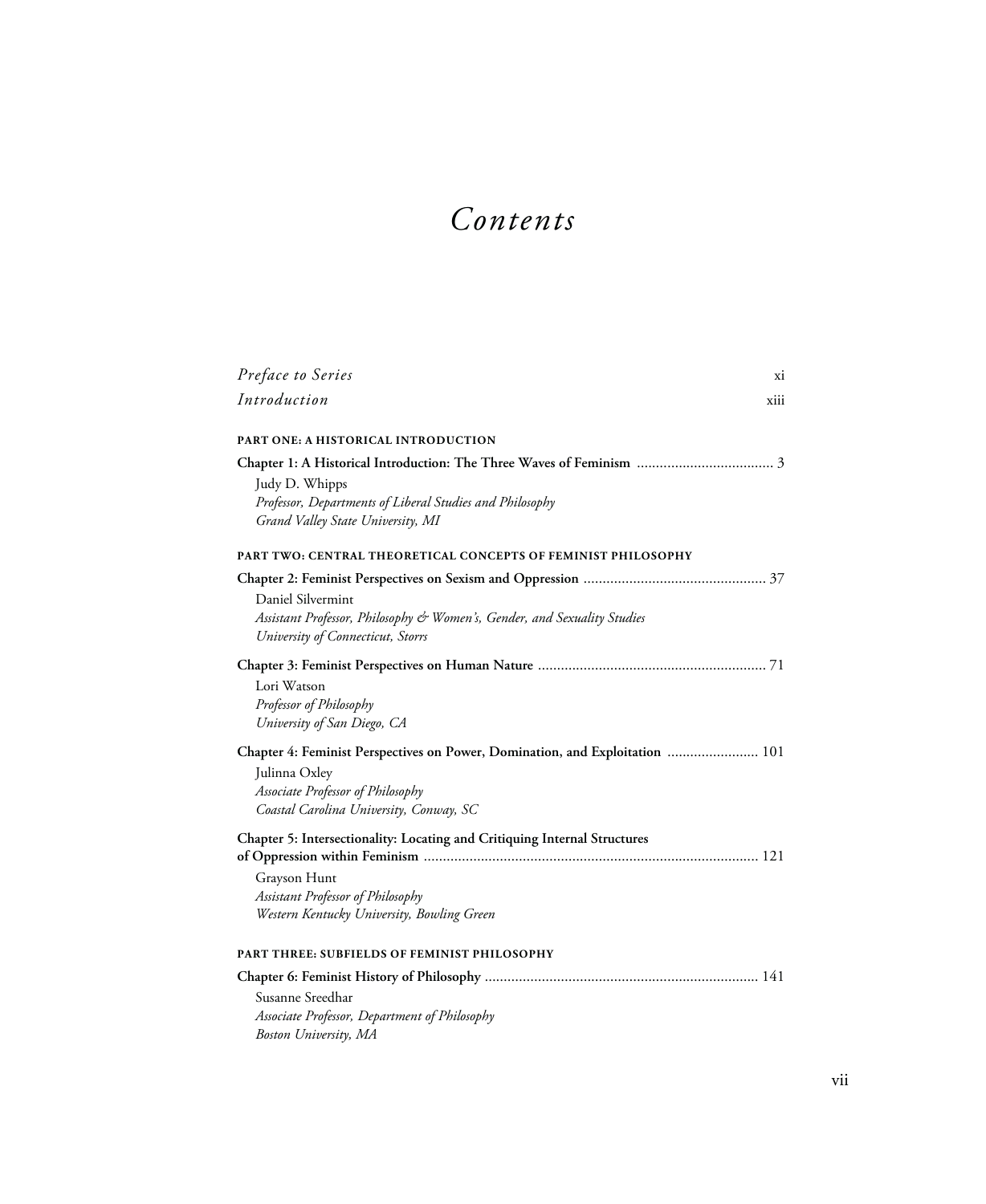# *Contents*

*Preface to Series* xi

*Introduction* xiii

**PART ONE: A HISTORICAL INTRODUCTION**

**Chapter 1: A Historical Introduction: The Three Waves of Feminism** .................................... 3
Judy D. Whipps
*Professor, Departments of Liberal Studies and Philosophy*
*Grand Valley State University, MI*

**PART TWO: CENTRAL THEORETICAL CONCEPTS OF FEMINIST PHILOSOPHY**

**Chapter 2: Feminist Perspectives on Sexism and Oppression** ................................................ 37
Daniel Silvermint
*Assistant Professor, Philosophy & Women's, Gender, and Sexuality Studies*
*University of Connecticut, Storrs*

**Chapter 3: Feminist Perspectives on Human Nature** ........................................................... 71
Lori Watson
*Professor of Philosophy*
*University of San Diego, CA*

**Chapter 4: Feminist Perspectives on Power, Domination, and Exploitation** ........................ 101
Julinna Oxley
*Associate Professor of Philosophy*
*Coastal Carolina University, Conway, SC*

**Chapter 5: Intersectionality: Locating and Critiquing Internal Structures of Oppression within Feminism** ...................................................................................... 121
Grayson Hunt
*Assistant Professor of Philosophy*
*Western Kentucky University, Bowling Green*

**PART THREE: SUBFIELDS OF FEMINIST PHILOSOPHY**

**Chapter 6: Feminist History of Philosophy** ....................................................................... 141
Susanne Sreedhar
*Associate Professor, Department of Philosophy*
*Boston University, MA*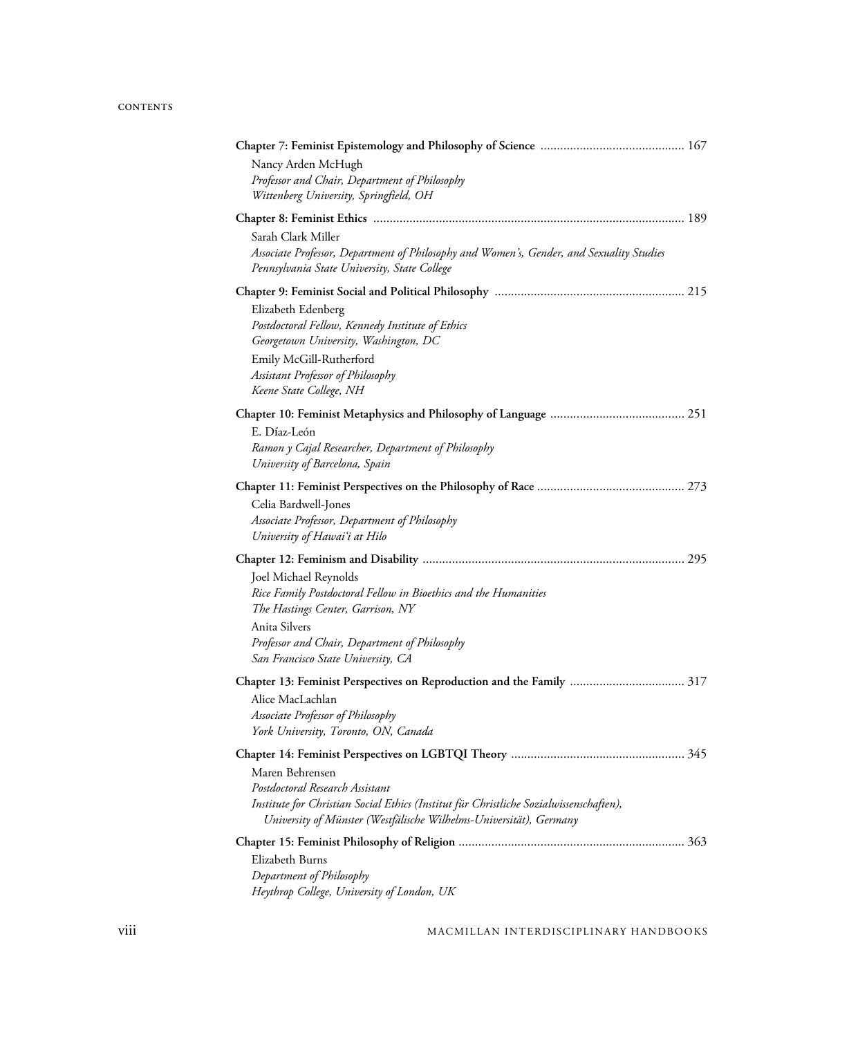**Chapter 7: Feminist Epistemology and Philosophy of Science** ........................................... 167

Nancy Arden McHugh
*Professor and Chair, Department of Philosophy*
*Wittenberg University, Springfield, OH*

**Chapter 8: Feminist Ethics** ............................................................................................. 189

Sarah Clark Miller
*Associate Professor, Department of Philosophy and Women's, Gender, and Sexuality Studies*
*Pennsylvania State University, State College*

**Chapter 9: Feminist Social and Political Philosophy** ......................................................... 215

Elizabeth Edenberg
*Postdoctoral Fellow, Kennedy Institute of Ethics*
*Georgetown University, Washington, DC*

Emily McGill-Rutherford
*Assistant Professor of Philosophy*
*Keene State College, NH*

**Chapter 10: Feminist Metaphysics and Philosophy of Language** ......................................... 251

E. Díaz-León
*Ramon y Cajal Researcher, Department of Philosophy*
*University of Barcelona, Spain*

**Chapter 11: Feminist Perspectives on the Philosophy of Race** ............................................ 273

Celia Bardwell-Jones
*Associate Professor, Department of Philosophy*
*University of Hawai'i at Hilo*

**Chapter 12: Feminism and Disability** ............................................................................... 295

Joel Michael Reynolds
*Rice Family Postdoctoral Fellow in Bioethics and the Humanities*
*The Hastings Center, Garrison, NY*

Anita Silvers
*Professor and Chair, Department of Philosophy*
*San Francisco State University, CA*

**Chapter 13: Feminist Perspectives on Reproduction and the Family** .................................. 317

Alice MacLachlan
*Associate Professor of Philosophy*
*York University, Toronto, ON, Canada*

**Chapter 14: Feminist Perspectives on LGBTQI Theory** .................................................... 345

Maren Behrensen
*Postdoctoral Research Assistant*
*Institute for Christian Social Ethics (Institut für Christliche Sozialwissenschaften),*
*University of Münster (Westfälische Wilhelms-Universität), Germany*

**Chapter 15: Feminist Philosophy of Religion** .................................................................... 363

Elizabeth Burns
*Department of Philosophy*
*Heythrop College, University of London, UK*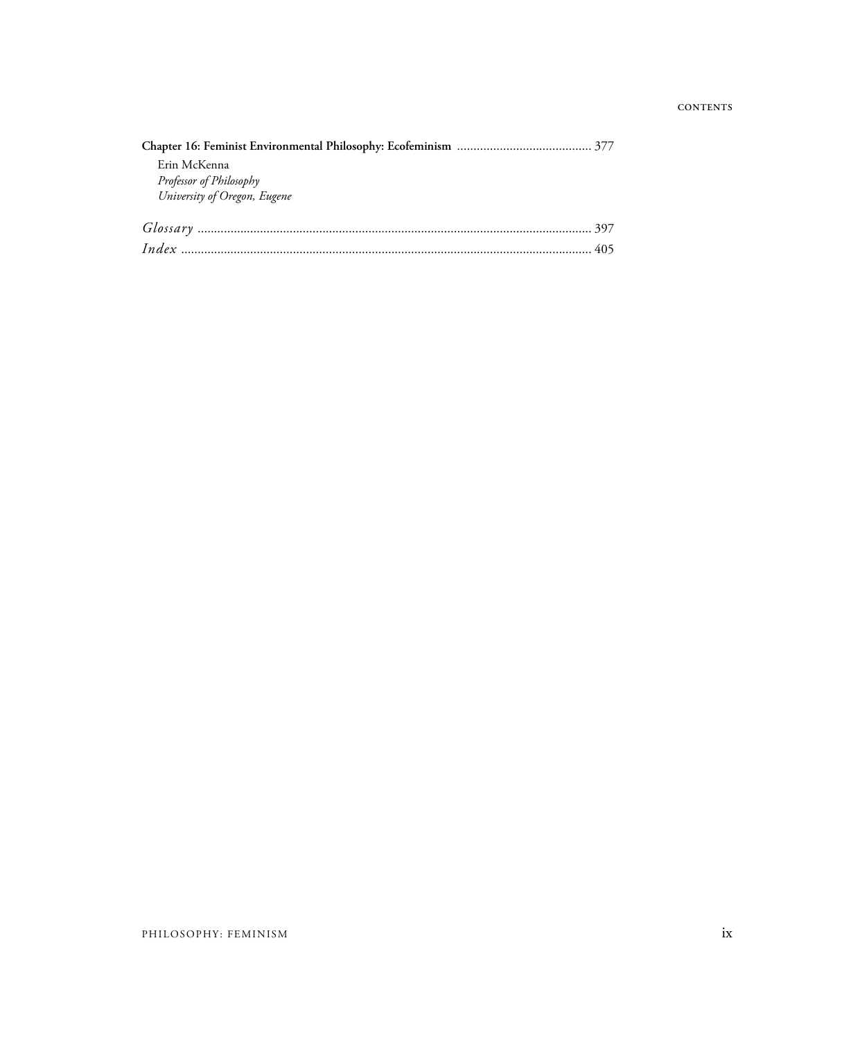**Chapter 16: Feminist Environmental Philosophy: Ecofeminism** ......................................... 377
Erin McKenna
*Professor of Philosophy*
*University of Oregon, Eugene*

*Glossary* ........................................................................................................................ 397
*Index* ............................................................................................................................ 405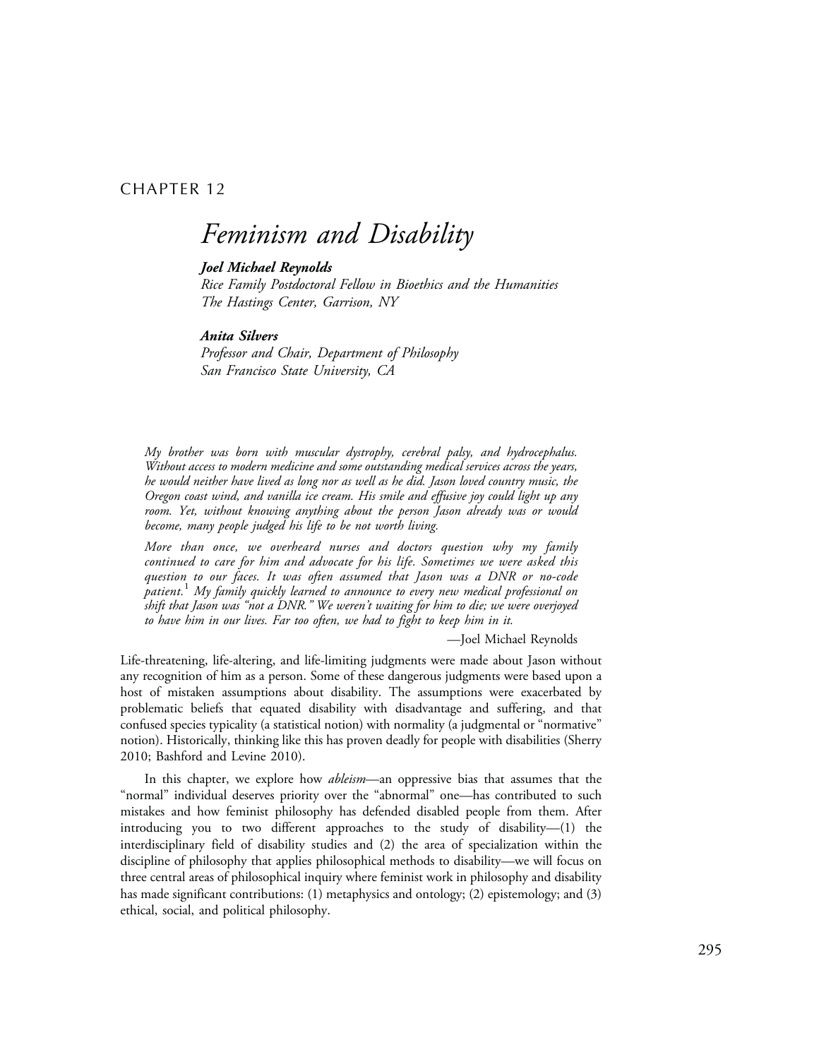CHAPTER 12

# *Feminism and Disability*

***Joel Michael Reynolds***
*Rice Family Postdoctoral Fellow in Bioethics and the Humanities*
*The Hastings Center, Garrison, NY*

***Anita Silvers***
*Professor and Chair, Department of Philosophy*
*San Francisco State University, CA*

> *My brother was born with muscular dystrophy, cerebral palsy, and hydrocephalus. Without access to modern medicine and some outstanding medical services across the years, he would neither have lived as long nor as well as he did. Jason loved country music, the Oregon coast wind, and vanilla ice cream. His smile and effusive joy could light up any room. Yet, without knowing anything about the person Jason already was or would become, many people judged his life to be not worth living.*
>
> *More than once, we overheard nurses and doctors question why my family continued to care for him and advocate for his life. Sometimes we were asked this question to our faces. It was often assumed that Jason was a DNR or no-code patient.*[1] *My family quickly learned to announce to every new medical professional on shift that Jason was "not a DNR." We weren't waiting for him to die; we were overjoyed to have him in our lives. Far too often, we had to fight to keep him in it.*
>
> —Joel Michael Reynolds

Life-threatening, life-altering, and life-limiting judgments were made about Jason without any recognition of him as a person. Some of these dangerous judgments were based upon a host of mistaken assumptions about disability. The assumptions were exacerbated by problematic beliefs that equated disability with disadvantage and suffering, and that confused species typicality (a statistical notion) with normality (a judgmental or "normative" notion). Historically, thinking like this has proven deadly for people with disabilities (Sherry 2010; Bashford and Levine 2010).

In this chapter, we explore how *ableism*—an oppressive bias that assumes that the "normal" individual deserves priority over the "abnormal" one—has contributed to such mistakes and how feminist philosophy has defended disabled people from them. After introducing you to two different approaches to the study of disability—(1) the interdisciplinary field of disability studies and (2) the area of specialization within the discipline of philosophy that applies philosophical methods to disability—we will focus on three central areas of philosophical inquiry where feminist work in philosophy and disability has made significant contributions: (1) metaphysics and ontology; (2) epistemology; and (3) ethical, social, and political philosophy.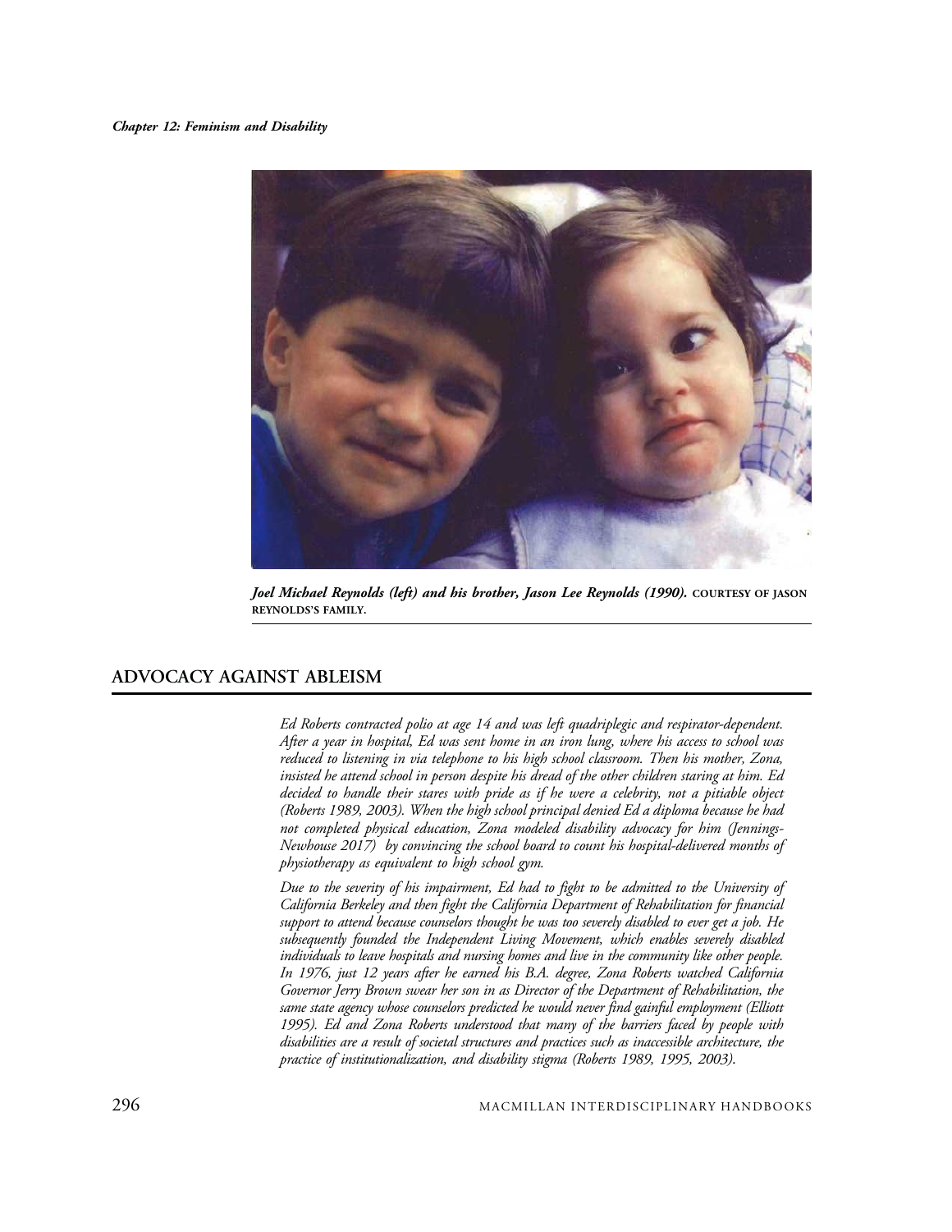*Joel Michael Reynolds (left) and his brother, Jason Lee Reynolds (1990).* COURTESY OF JASON REYNOLDS'S FAMILY.

## ADVOCACY AGAINST ABLEISM

*Ed Roberts contracted polio at age 14 and was left quadriplegic and respirator-dependent. After a year in hospital, Ed was sent home in an iron lung, where his access to school was reduced to listening in via telephone to his high school classroom. Then his mother, Zona, insisted he attend school in person despite his dread of the other children staring at him. Ed decided to handle their stares with pride as if he were a celebrity, not a pitiable object (Roberts 1989, 2003). When the high school principal denied Ed a diploma because he had not completed physical education, Zona modeled disability advocacy for him (Jennings-Newhouse 2017) by convincing the school board to count his hospital-delivered months of physiotherapy as equivalent to high school gym.*

*Due to the severity of his impairment, Ed had to fight to be admitted to the University of California Berkeley and then fight the California Department of Rehabilitation for financial support to attend because counselors thought he was too severely disabled to ever get a job. He subsequently founded the Independent Living Movement, which enables severely disabled individuals to leave hospitals and nursing homes and live in the community like other people. In 1976, just 12 years after he earned his B.A. degree, Zona Roberts watched California Governor Jerry Brown swear her son in as Director of the Department of Rehabilitation, the same state agency whose counselors predicted he would never find gainful employment (Elliott 1995). Ed and Zona Roberts understood that many of the barriers faced by people with disabilities are a result of societal structures and practices such as inaccessible architecture, the practice of institutionalization, and disability stigma (Roberts 1989, 1995, 2003).*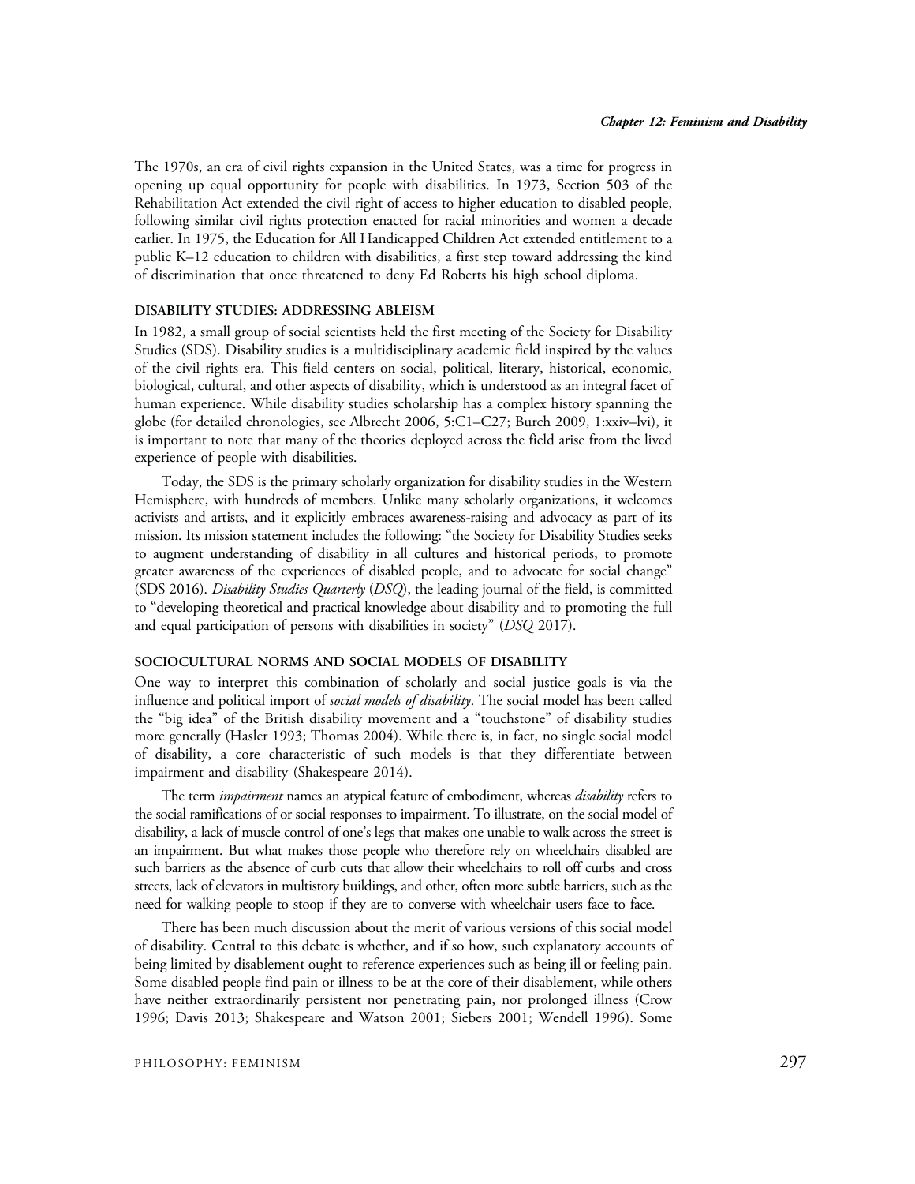The 1970s, an era of civil rights expansion in the United States, was a time for progress in opening up equal opportunity for people with disabilities. In 1973, Section 503 of the Rehabilitation Act extended the civil right of access to higher education to disabled people, following similar civil rights protection enacted for racial minorities and women a decade earlier. In 1975, the Education for All Handicapped Children Act extended entitlement to a public K–12 education to children with disabilities, a first step toward addressing the kind of discrimination that once threatened to deny Ed Roberts his high school diploma.

### DISABILITY STUDIES: ADDRESSING ABLEISM

In 1982, a small group of social scientists held the first meeting of the Society for Disability Studies (SDS). Disability studies is a multidisciplinary academic field inspired by the values of the civil rights era. This field centers on social, political, literary, historical, economic, biological, cultural, and other aspects of disability, which is understood as an integral facet of human experience. While disability studies scholarship has a complex history spanning the globe (for detailed chronologies, see Albrecht 2006, 5:C1–C27; Burch 2009, 1:xxiv–lvi), it is important to note that many of the theories deployed across the field arise from the lived experience of people with disabilities.

Today, the SDS is the primary scholarly organization for disability studies in the Western Hemisphere, with hundreds of members. Unlike many scholarly organizations, it welcomes activists and artists, and it explicitly embraces awareness-raising and advocacy as part of its mission. Its mission statement includes the following: "the Society for Disability Studies seeks to augment understanding of disability in all cultures and historical periods, to promote greater awareness of the experiences of disabled people, and to advocate for social change" (SDS 2016). *Disability Studies Quarterly* (*DSQ*), the leading journal of the field, is committed to "developing theoretical and practical knowledge about disability and to promoting the full and equal participation of persons with disabilities in society" (*DSQ* 2017).

### SOCIOCULTURAL NORMS AND SOCIAL MODELS OF DISABILITY

One way to interpret this combination of scholarly and social justice goals is via the influence and political import of *social models of disability*. The social model has been called the "big idea" of the British disability movement and a "touchstone" of disability studies more generally (Hasler 1993; Thomas 2004). While there is, in fact, no single social model of disability, a core characteristic of such models is that they differentiate between impairment and disability (Shakespeare 2014).

The term *impairment* names an atypical feature of embodiment, whereas *disability* refers to the social ramifications of or social responses to impairment. To illustrate, on the social model of disability, a lack of muscle control of one's legs that makes one unable to walk across the street is an impairment. But what makes those people who therefore rely on wheelchairs disabled are such barriers as the absence of curb cuts that allow their wheelchairs to roll off curbs and cross streets, lack of elevators in multistory buildings, and other, often more subtle barriers, such as the need for walking people to stoop if they are to converse with wheelchair users face to face.

There has been much discussion about the merit of various versions of this social model of disability. Central to this debate is whether, and if so how, such explanatory accounts of being limited by disablement ought to reference experiences such as being ill or feeling pain. Some disabled people find pain or illness to be at the core of their disablement, while others have neither extraordinarily persistent nor penetrating pain, nor prolonged illness (Crow 1996; Davis 2013; Shakespeare and Watson 2001; Siebers 2001; Wendell 1996). Some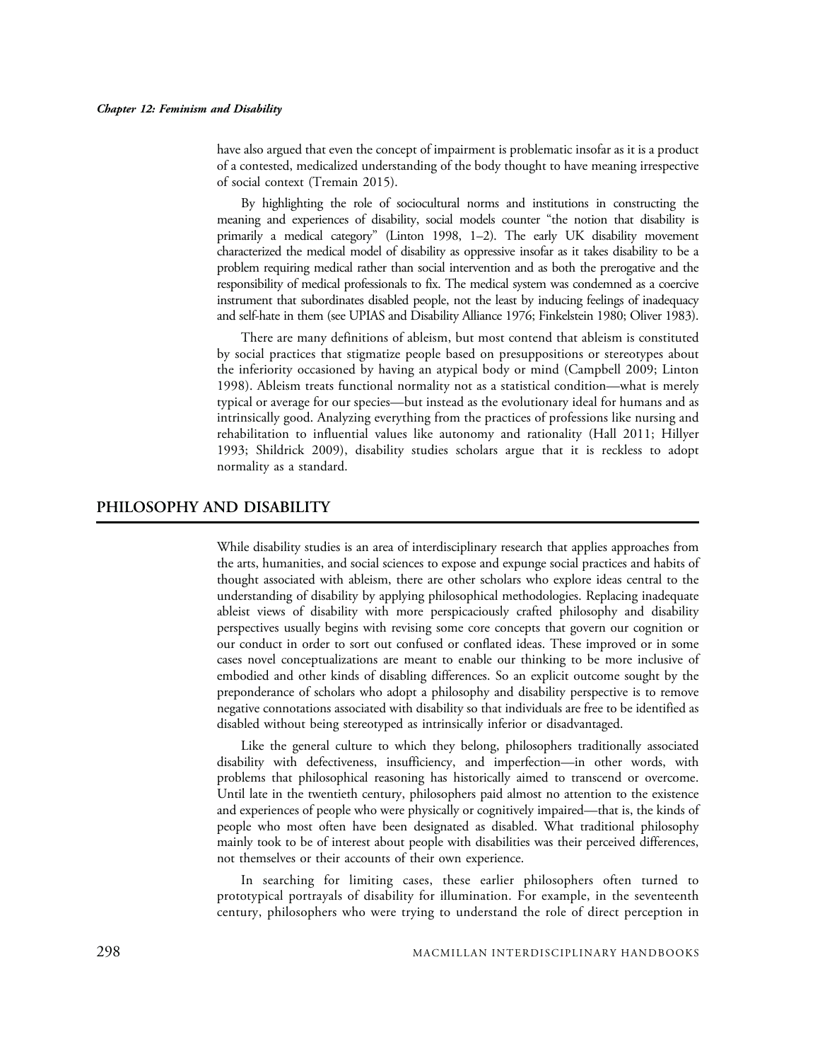have also argued that even the concept of impairment is problematic insofar as it is a product of a contested, medicalized understanding of the body thought to have meaning irrespective of social context (Tremain 2015).

By highlighting the role of sociocultural norms and institutions in constructing the meaning and experiences of disability, social models counter "the notion that disability is primarily a medical category" (Linton 1998, 1–2). The early UK disability movement characterized the medical model of disability as oppressive insofar as it takes disability to be a problem requiring medical rather than social intervention and as both the prerogative and the responsibility of medical professionals to fix. The medical system was condemned as a coercive instrument that subordinates disabled people, not the least by inducing feelings of inadequacy and self-hate in them (see UPIAS and Disability Alliance 1976; Finkelstein 1980; Oliver 1983).

There are many definitions of ableism, but most contend that ableism is constituted by social practices that stigmatize people based on presuppositions or stereotypes about the inferiority occasioned by having an atypical body or mind (Campbell 2009; Linton 1998). Ableism treats functional normality not as a statistical condition—what is merely typical or average for our species—but instead as the evolutionary ideal for humans and as intrinsically good. Analyzing everything from the practices of professions like nursing and rehabilitation to influential values like autonomy and rationality (Hall 2011; Hillyer 1993; Shildrick 2009), disability studies scholars argue that it is reckless to adopt normality as a standard.

## PHILOSOPHY AND DISABILITY

While disability studies is an area of interdisciplinary research that applies approaches from the arts, humanities, and social sciences to expose and expunge social practices and habits of thought associated with ableism, there are other scholars who explore ideas central to the understanding of disability by applying philosophical methodologies. Replacing inadequate ableist views of disability with more perspicaciously crafted philosophy and disability perspectives usually begins with revising some core concepts that govern our cognition or our conduct in order to sort out confused or conflated ideas. These improved or in some cases novel conceptualizations are meant to enable our thinking to be more inclusive of embodied and other kinds of disabling differences. So an explicit outcome sought by the preponderance of scholars who adopt a philosophy and disability perspective is to remove negative connotations associated with disability so that individuals are free to be identified as disabled without being stereotyped as intrinsically inferior or disadvantaged.

Like the general culture to which they belong, philosophers traditionally associated disability with defectiveness, insufficiency, and imperfection—in other words, with problems that philosophical reasoning has historically aimed to transcend or overcome. Until late in the twentieth century, philosophers paid almost no attention to the existence and experiences of people who were physically or cognitively impaired—that is, the kinds of people who most often have been designated as disabled. What traditional philosophy mainly took to be of interest about people with disabilities was their perceived differences, not themselves or their accounts of their own experience.

In searching for limiting cases, these earlier philosophers often turned to prototypical portrayals of disability for illumination. For example, in the seventeenth century, philosophers who were trying to understand the role of direct perception in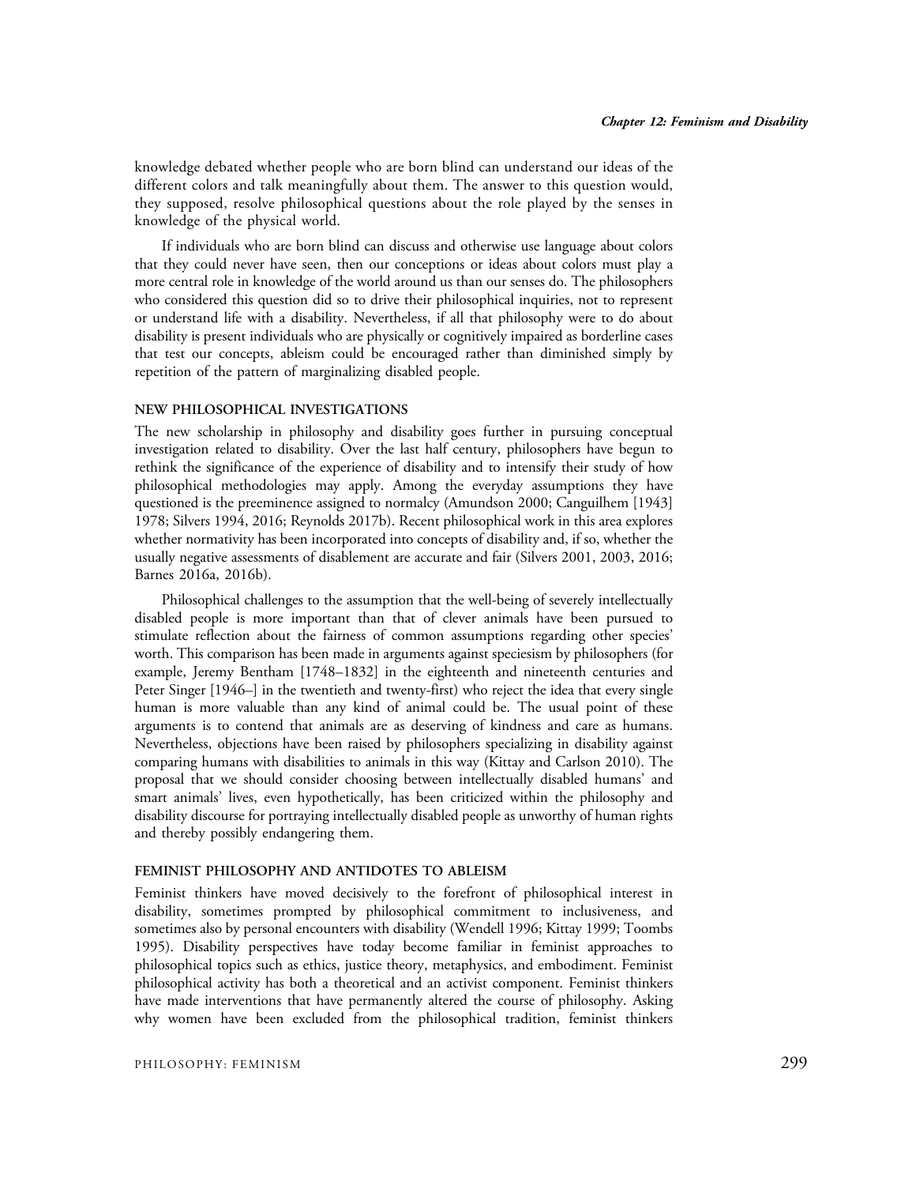knowledge debated whether people who are born blind can understand our ideas of the different colors and talk meaningfully about them. The answer to this question would, they supposed, resolve philosophical questions about the role played by the senses in knowledge of the physical world.

If individuals who are born blind can discuss and otherwise use language about colors that they could never have seen, then our conceptions or ideas about colors must play a more central role in knowledge of the world around us than our senses do. The philosophers who considered this question did so to drive their philosophical inquiries, not to represent or understand life with a disability. Nevertheless, if all that philosophy were to do about disability is present individuals who are physically or cognitively impaired as borderline cases that test our concepts, ableism could be encouraged rather than diminished simply by repetition of the pattern of marginalizing disabled people.

## NEW PHILOSOPHICAL INVESTIGATIONS

The new scholarship in philosophy and disability goes further in pursuing conceptual investigation related to disability. Over the last half century, philosophers have begun to rethink the significance of the experience of disability and to intensify their study of how philosophical methodologies may apply. Among the everyday assumptions they have questioned is the preeminence assigned to normalcy (Amundson 2000; Canguilhem [1943] 1978; Silvers 1994, 2016; Reynolds 2017b). Recent philosophical work in this area explores whether normativity has been incorporated into concepts of disability and, if so, whether the usually negative assessments of disablement are accurate and fair (Silvers 2001, 2003, 2016; Barnes 2016a, 2016b).

Philosophical challenges to the assumption that the well-being of severely intellectually disabled people is more important than that of clever animals have been pursued to stimulate reflection about the fairness of common assumptions regarding other species' worth. This comparison has been made in arguments against speciesism by philosophers (for example, Jeremy Bentham [1748–1832] in the eighteenth and nineteenth centuries and Peter Singer [1946–] in the twentieth and twenty-first) who reject the idea that every single human is more valuable than any kind of animal could be. The usual point of these arguments is to contend that animals are as deserving of kindness and care as humans. Nevertheless, objections have been raised by philosophers specializing in disability against comparing humans with disabilities to animals in this way (Kittay and Carlson 2010). The proposal that we should consider choosing between intellectually disabled humans' and smart animals' lives, even hypothetically, has been criticized within the philosophy and disability discourse for portraying intellectually disabled people as unworthy of human rights and thereby possibly endangering them.

## FEMINIST PHILOSOPHY AND ANTIDOTES TO ABLEISM

Feminist thinkers have moved decisively to the forefront of philosophical interest in disability, sometimes prompted by philosophical commitment to inclusiveness, and sometimes also by personal encounters with disability (Wendell 1996; Kittay 1999; Toombs 1995). Disability perspectives have today become familiar in feminist approaches to philosophical topics such as ethics, justice theory, metaphysics, and embodiment. Feminist philosophical activity has both a theoretical and an activist component. Feminist thinkers have made interventions that have permanently altered the course of philosophy. Asking why women have been excluded from the philosophical tradition, feminist thinkers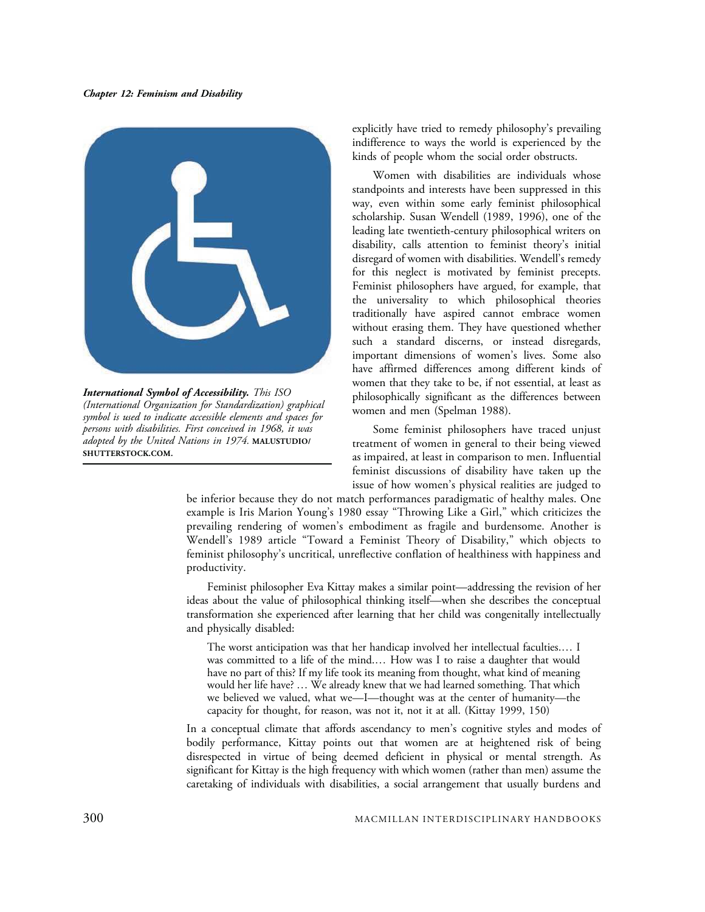*International Symbol of Accessibility. This ISO (International Organization for Standardization) graphical symbol is used to indicate accessible elements and spaces for persons with disabilities. First conceived in 1968, it was adopted by the United Nations in 1974.* MALUSTUDIO/ SHUTTERSTOCK.COM.

explicitly have tried to remedy philosophy's prevailing indifference to ways the world is experienced by the kinds of people whom the social order obstructs.

Women with disabilities are individuals whose standpoints and interests have been suppressed in this way, even within some early feminist philosophical scholarship. Susan Wendell (1989, 1996), one of the leading late twentieth-century philosophical writers on disability, calls attention to feminist theory's initial disregard of women with disabilities. Wendell's remedy for this neglect is motivated by feminist precepts. Feminist philosophers have argued, for example, that the universality to which philosophical theories traditionally have aspired cannot embrace women without erasing them. They have questioned whether such a standard discerns, or instead disregards, important dimensions of women's lives. Some also have affirmed differences among different kinds of women that they take to be, if not essential, at least as philosophically significant as the differences between women and men (Spelman 1988).

Some feminist philosophers have traced unjust treatment of women in general to their being viewed as impaired, at least in comparison to men. Influential feminist discussions of disability have taken up the issue of how women's physical realities are judged to be inferior because they do not match performances paradigmatic of healthy males. One example is Iris Marion Young's 1980 essay "Throwing Like a Girl," which criticizes the prevailing rendering of women's embodiment as fragile and burdensome. Another is Wendell's 1989 article "Toward a Feminist Theory of Disability," which objects to feminist philosophy's uncritical, unreflective conflation of healthiness with happiness and productivity.

Feminist philosopher Eva Kittay makes a similar point—addressing the revision of her ideas about the value of philosophical thinking itself—when she describes the conceptual transformation she experienced after learning that her child was congenitally intellectually and physically disabled:

> The worst anticipation was that her handicap involved her intellectual faculties.… I was committed to a life of the mind.… How was I to raise a daughter that would have no part of this? If my life took its meaning from thought, what kind of meaning would her life have? … We already knew that we had learned something. That which we believed we valued, what we—I—thought was at the center of humanity—the capacity for thought, for reason, was not it, not it at all. (Kittay 1999, 150)

In a conceptual climate that affords ascendancy to men's cognitive styles and modes of bodily performance, Kittay points out that women are at heightened risk of being disrespected in virtue of being deemed deficient in physical or mental strength. As significant for Kittay is the high frequency with which women (rather than men) assume the caretaking of individuals with disabilities, a social arrangement that usually burdens and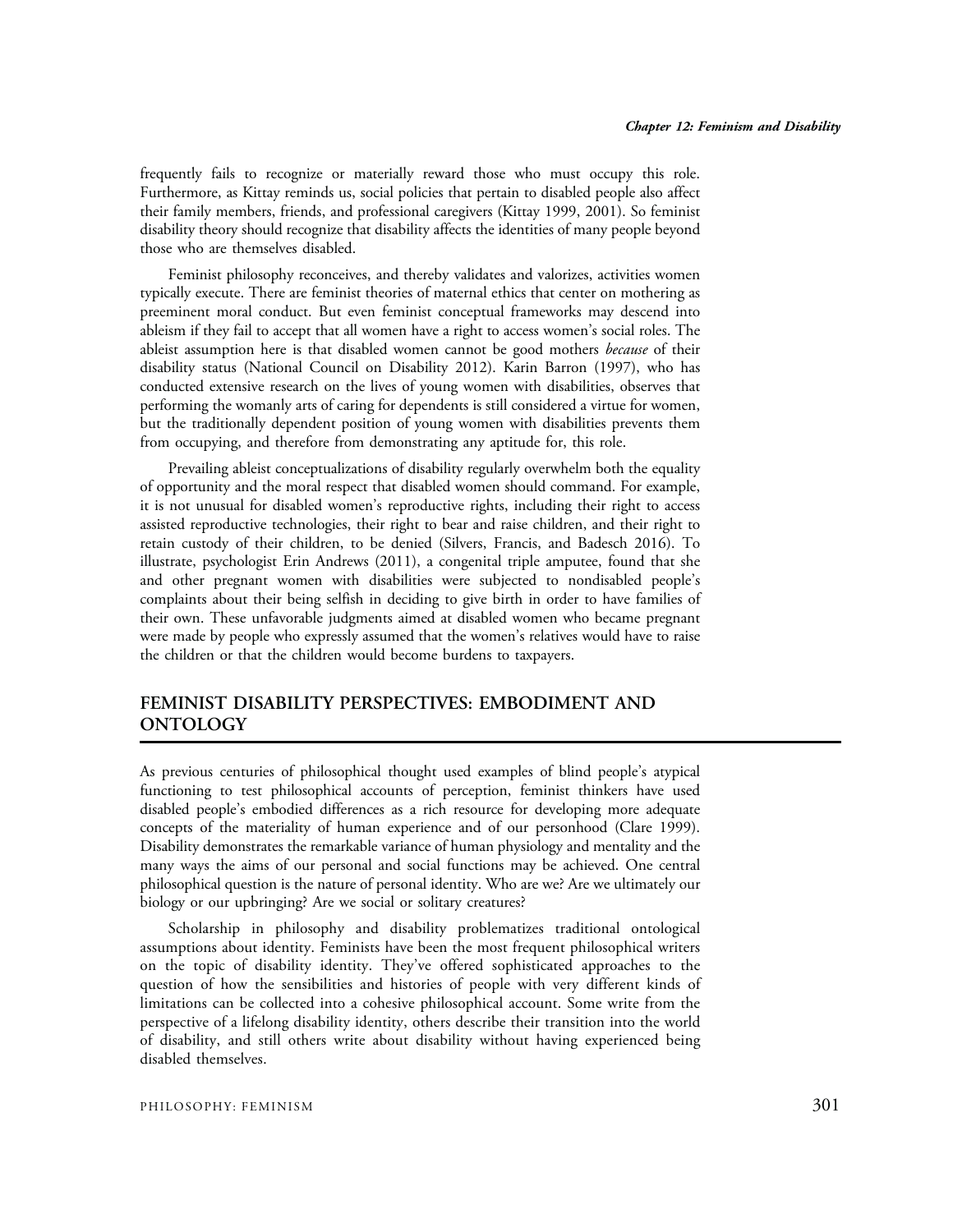frequently fails to recognize or materially reward those who must occupy this role. Furthermore, as Kittay reminds us, social policies that pertain to disabled people also affect their family members, friends, and professional caregivers (Kittay 1999, 2001). So feminist disability theory should recognize that disability affects the identities of many people beyond those who are themselves disabled.

Feminist philosophy reconceives, and thereby validates and valorizes, activities women typically execute. There are feminist theories of maternal ethics that center on mothering as preeminent moral conduct. But even feminist conceptual frameworks may descend into ableism if they fail to accept that all women have a right to access women's social roles. The ableist assumption here is that disabled women cannot be good mothers *because* of their disability status (National Council on Disability 2012). Karin Barron (1997), who has conducted extensive research on the lives of young women with disabilities, observes that performing the womanly arts of caring for dependents is still considered a virtue for women, but the traditionally dependent position of young women with disabilities prevents them from occupying, and therefore from demonstrating any aptitude for, this role.

Prevailing ableist conceptualizations of disability regularly overwhelm both the equality of opportunity and the moral respect that disabled women should command. For example, it is not unusual for disabled women's reproductive rights, including their right to access assisted reproductive technologies, their right to bear and raise children, and their right to retain custody of their children, to be denied (Silvers, Francis, and Badesch 2016). To illustrate, psychologist Erin Andrews (2011), a congenital triple amputee, found that she and other pregnant women with disabilities were subjected to nondisabled people's complaints about their being selfish in deciding to give birth in order to have families of their own. These unfavorable judgments aimed at disabled women who became pregnant were made by people who expressly assumed that the women's relatives would have to raise the children or that the children would become burdens to taxpayers.

## FEMINIST DISABILITY PERSPECTIVES: EMBODIMENT AND ONTOLOGY

As previous centuries of philosophical thought used examples of blind people's atypical functioning to test philosophical accounts of perception, feminist thinkers have used disabled people's embodied differences as a rich resource for developing more adequate concepts of the materiality of human experience and of our personhood (Clare 1999). Disability demonstrates the remarkable variance of human physiology and mentality and the many ways the aims of our personal and social functions may be achieved. One central philosophical question is the nature of personal identity. Who are we? Are we ultimately our biology or our upbringing? Are we social or solitary creatures?

Scholarship in philosophy and disability problematizes traditional ontological assumptions about identity. Feminists have been the most frequent philosophical writers on the topic of disability identity. They've offered sophisticated approaches to the question of how the sensibilities and histories of people with very different kinds of limitations can be collected into a cohesive philosophical account. Some write from the perspective of a lifelong disability identity, others describe their transition into the world of disability, and still others write about disability without having experienced being disabled themselves.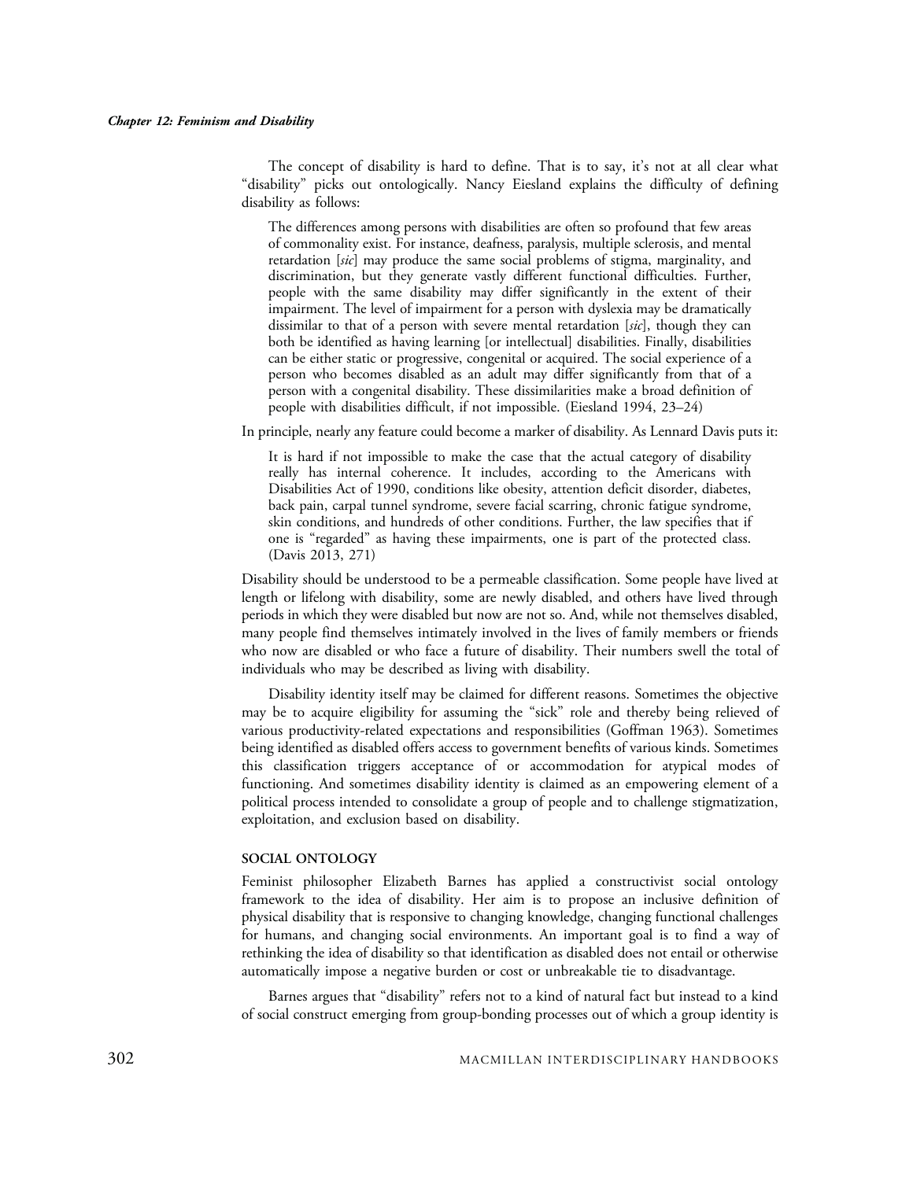The concept of disability is hard to define. That is to say, it's not at all clear what "disability" picks out ontologically. Nancy Eiesland explains the difficulty of defining disability as follows:

> The differences among persons with disabilities are often so profound that few areas of commonality exist. For instance, deafness, paralysis, multiple sclerosis, and mental retardation [*sic*] may produce the same social problems of stigma, marginality, and discrimination, but they generate vastly different functional difficulties. Further, people with the same disability may differ significantly in the extent of their impairment. The level of impairment for a person with dyslexia may be dramatically dissimilar to that of a person with severe mental retardation [*sic*], though they can both be identified as having learning [or intellectual] disabilities. Finally, disabilities can be either static or progressive, congenital or acquired. The social experience of a person who becomes disabled as an adult may differ significantly from that of a person with a congenital disability. These dissimilarities make a broad definition of people with disabilities difficult, if not impossible. (Eiesland 1994, 23–24)

In principle, nearly any feature could become a marker of disability. As Lennard Davis puts it:

> It is hard if not impossible to make the case that the actual category of disability really has internal coherence. It includes, according to the Americans with Disabilities Act of 1990, conditions like obesity, attention deficit disorder, diabetes, back pain, carpal tunnel syndrome, severe facial scarring, chronic fatigue syndrome, skin conditions, and hundreds of other conditions. Further, the law specifies that if one is "regarded" as having these impairments, one is part of the protected class. (Davis 2013, 271)

Disability should be understood to be a permeable classification. Some people have lived at length or lifelong with disability, some are newly disabled, and others have lived through periods in which they were disabled but now are not so. And, while not themselves disabled, many people find themselves intimately involved in the lives of family members or friends who now are disabled or who face a future of disability. Their numbers swell the total of individuals who may be described as living with disability.

Disability identity itself may be claimed for different reasons. Sometimes the objective may be to acquire eligibility for assuming the "sick" role and thereby being relieved of various productivity-related expectations and responsibilities (Goffman 1963). Sometimes being identified as disabled offers access to government benefits of various kinds. Sometimes this classification triggers acceptance of or accommodation for atypical modes of functioning. And sometimes disability identity is claimed as an empowering element of a political process intended to consolidate a group of people and to challenge stigmatization, exploitation, and exclusion based on disability.

## SOCIAL ONTOLOGY

Feminist philosopher Elizabeth Barnes has applied a constructivist social ontology framework to the idea of disability. Her aim is to propose an inclusive definition of physical disability that is responsive to changing knowledge, changing functional challenges for humans, and changing social environments. An important goal is to find a way of rethinking the idea of disability so that identification as disabled does not entail or otherwise automatically impose a negative burden or cost or unbreakable tie to disadvantage.

Barnes argues that "disability" refers not to a kind of natural fact but instead to a kind of social construct emerging from group-bonding processes out of which a group identity is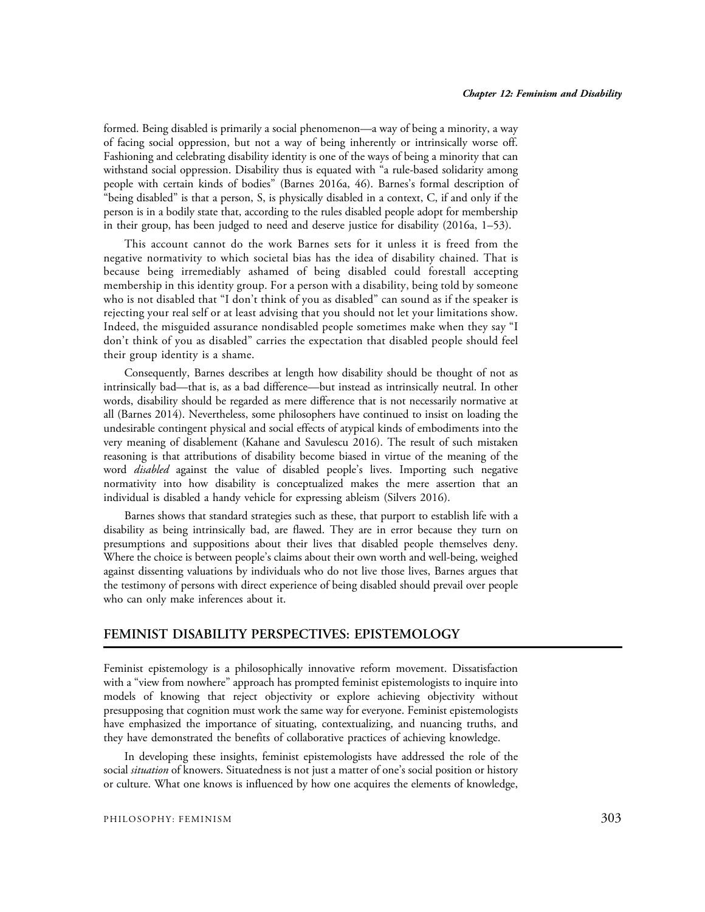formed. Being disabled is primarily a social phenomenon—a way of being a minority, a way of facing social oppression, but not a way of being inherently or intrinsically worse off. Fashioning and celebrating disability identity is one of the ways of being a minority that can withstand social oppression. Disability thus is equated with "a rule-based solidarity among people with certain kinds of bodies" (Barnes 2016a, 46). Barnes's formal description of "being disabled" is that a person, S, is physically disabled in a context, C, if and only if the person is in a bodily state that, according to the rules disabled people adopt for membership in their group, has been judged to need and deserve justice for disability (2016a, 1–53).

This account cannot do the work Barnes sets for it unless it is freed from the negative normativity to which societal bias has the idea of disability chained. That is because being irremediably ashamed of being disabled could forestall accepting membership in this identity group. For a person with a disability, being told by someone who is not disabled that "I don't think of you as disabled" can sound as if the speaker is rejecting your real self or at least advising that you should not let your limitations show. Indeed, the misguided assurance nondisabled people sometimes make when they say "I don't think of you as disabled" carries the expectation that disabled people should feel their group identity is a shame.

Consequently, Barnes describes at length how disability should be thought of not as intrinsically bad—that is, as a bad difference—but instead as intrinsically neutral. In other words, disability should be regarded as mere difference that is not necessarily normative at all (Barnes 2014). Nevertheless, some philosophers have continued to insist on loading the undesirable contingent physical and social effects of atypical kinds of embodiments into the very meaning of disablement (Kahane and Savulescu 2016). The result of such mistaken reasoning is that attributions of disability become biased in virtue of the meaning of the word *disabled* against the value of disabled people's lives. Importing such negative normativity into how disability is conceptualized makes the mere assertion that an individual is disabled a handy vehicle for expressing ableism (Silvers 2016).

Barnes shows that standard strategies such as these, that purport to establish life with a disability as being intrinsically bad, are flawed. They are in error because they turn on presumptions and suppositions about their lives that disabled people themselves deny. Where the choice is between people's claims about their own worth and well-being, weighed against dissenting valuations by individuals who do not live those lives, Barnes argues that the testimony of persons with direct experience of being disabled should prevail over people who can only make inferences about it.

## FEMINIST DISABILITY PERSPECTIVES: EPISTEMOLOGY

Feminist epistemology is a philosophically innovative reform movement. Dissatisfaction with a "view from nowhere" approach has prompted feminist epistemologists to inquire into models of knowing that reject objectivity or explore achieving objectivity without presupposing that cognition must work the same way for everyone. Feminist epistemologists have emphasized the importance of situating, contextualizing, and nuancing truths, and they have demonstrated the benefits of collaborative practices of achieving knowledge.

In developing these insights, feminist epistemologists have addressed the role of the social *situation* of knowers. Situatedness is not just a matter of one's social position or history or culture. What one knows is influenced by how one acquires the elements of knowledge,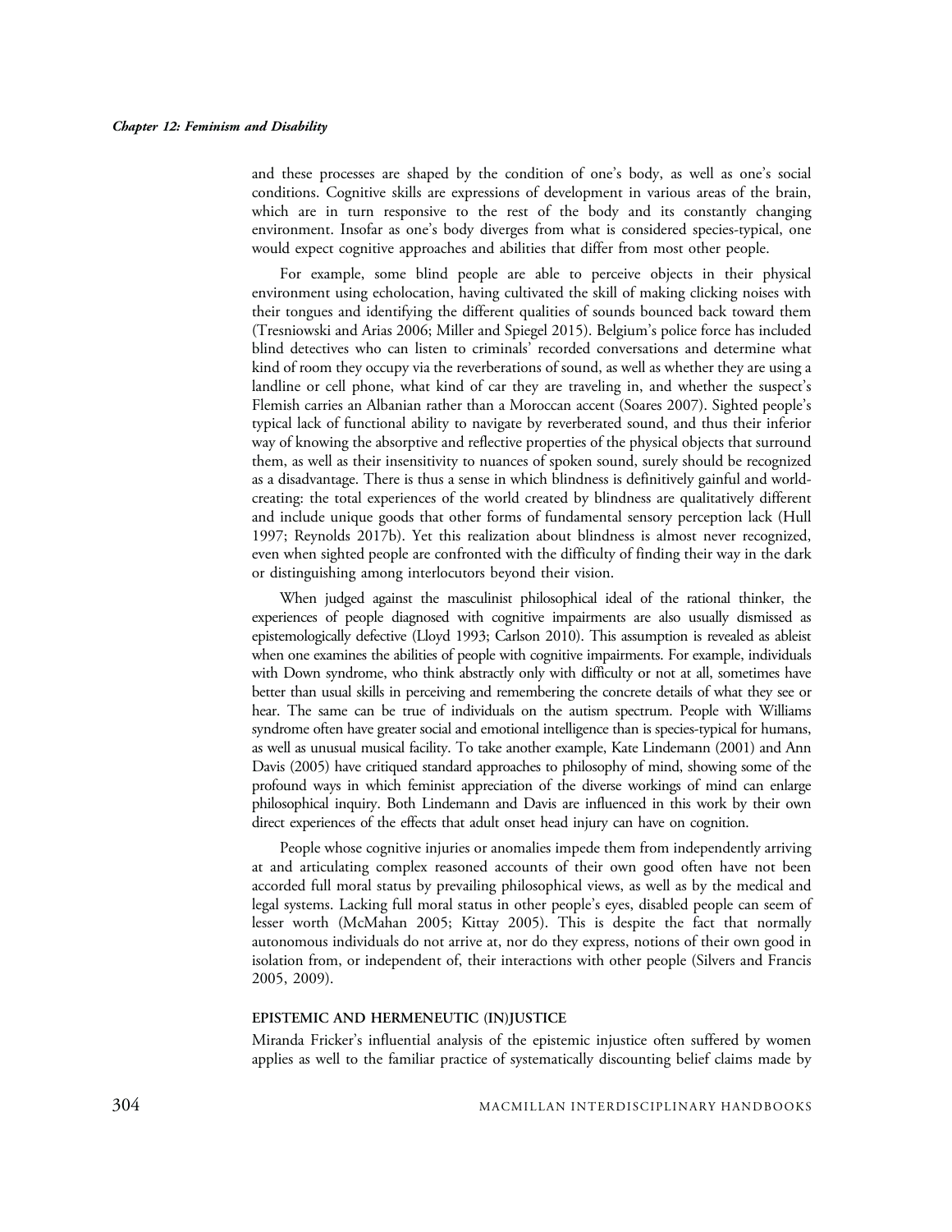and these processes are shaped by the condition of one's body, as well as one's social conditions. Cognitive skills are expressions of development in various areas of the brain, which are in turn responsive to the rest of the body and its constantly changing environment. Insofar as one's body diverges from what is considered species-typical, one would expect cognitive approaches and abilities that differ from most other people.

For example, some blind people are able to perceive objects in their physical environment using echolocation, having cultivated the skill of making clicking noises with their tongues and identifying the different qualities of sounds bounced back toward them (Tresniowski and Arias 2006; Miller and Spiegel 2015). Belgium's police force has included blind detectives who can listen to criminals' recorded conversations and determine what kind of room they occupy via the reverberations of sound, as well as whether they are using a landline or cell phone, what kind of car they are traveling in, and whether the suspect's Flemish carries an Albanian rather than a Moroccan accent (Soares 2007). Sighted people's typical lack of functional ability to navigate by reverberated sound, and thus their inferior way of knowing the absorptive and reflective properties of the physical objects that surround them, as well as their insensitivity to nuances of spoken sound, surely should be recognized as a disadvantage. There is thus a sense in which blindness is definitively gainful and world-creating: the total experiences of the world created by blindness are qualitatively different and include unique goods that other forms of fundamental sensory perception lack (Hull 1997; Reynolds 2017b). Yet this realization about blindness is almost never recognized, even when sighted people are confronted with the difficulty of finding their way in the dark or distinguishing among interlocutors beyond their vision.

When judged against the masculinist philosophical ideal of the rational thinker, the experiences of people diagnosed with cognitive impairments are also usually dismissed as epistemologically defective (Lloyd 1993; Carlson 2010). This assumption is revealed as ableist when one examines the abilities of people with cognitive impairments. For example, individuals with Down syndrome, who think abstractly only with difficulty or not at all, sometimes have better than usual skills in perceiving and remembering the concrete details of what they see or hear. The same can be true of individuals on the autism spectrum. People with Williams syndrome often have greater social and emotional intelligence than is species-typical for humans, as well as unusual musical facility. To take another example, Kate Lindemann (2001) and Ann Davis (2005) have critiqued standard approaches to philosophy of mind, showing some of the profound ways in which feminist appreciation of the diverse workings of mind can enlarge philosophical inquiry. Both Lindemann and Davis are influenced in this work by their own direct experiences of the effects that adult onset head injury can have on cognition.

People whose cognitive injuries or anomalies impede them from independently arriving at and articulating complex reasoned accounts of their own good often have not been accorded full moral status by prevailing philosophical views, as well as by the medical and legal systems. Lacking full moral status in other people's eyes, disabled people can seem of lesser worth (McMahan 2005; Kittay 2005). This is despite the fact that normally autonomous individuals do not arrive at, nor do they express, notions of their own good in isolation from, or independent of, their interactions with other people (Silvers and Francis 2005, 2009).

### EPISTEMIC AND HERMENEUTIC (IN)JUSTICE

Miranda Fricker's influential analysis of the epistemic injustice often suffered by women applies as well to the familiar practice of systematically discounting belief claims made by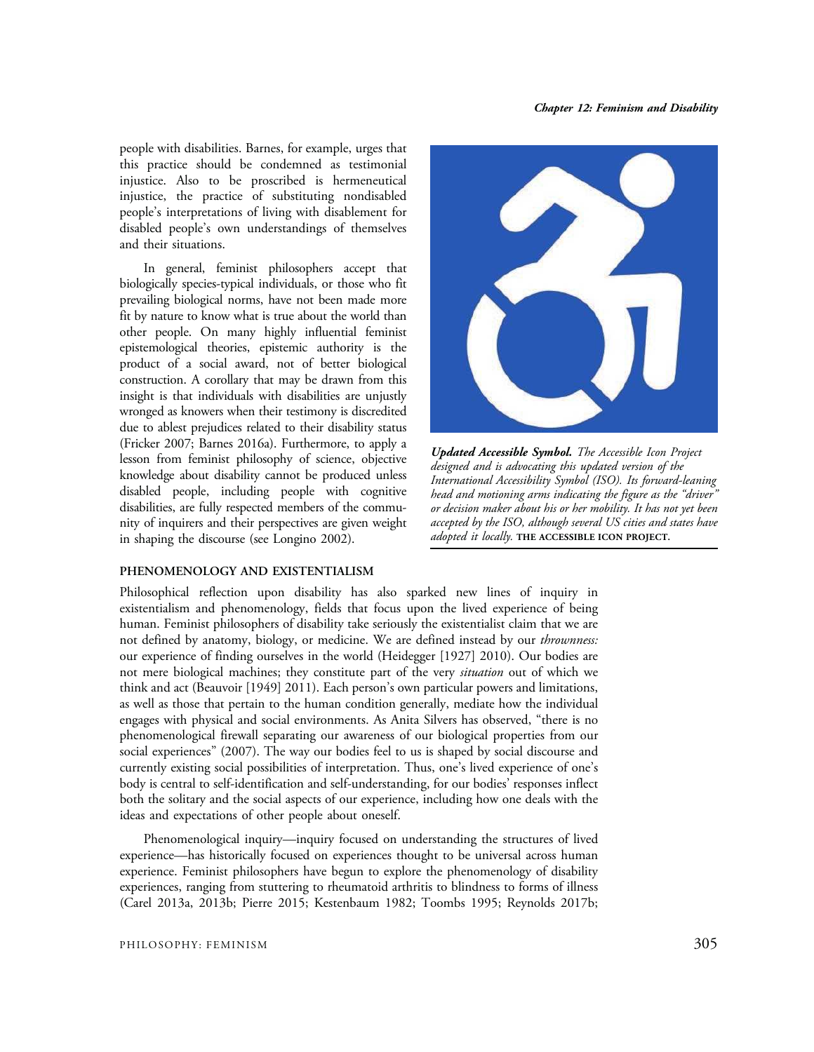people with disabilities. Barnes, for example, urges that this practice should be condemned as testimonial injustice. Also to be proscribed is hermeneutical injustice, the practice of substituting nondisabled people's interpretations of living with disablement for disabled people's own understandings of themselves and their situations.

In general, feminist philosophers accept that biologically species-typical individuals, or those who fit prevailing biological norms, have not been made more fit by nature to know what is true about the world than other people. On many highly influential feminist epistemological theories, epistemic authority is the product of a social award, not of better biological construction. A corollary that may be drawn from this insight is that individuals with disabilities are unjustly wronged as knowers when their testimony is discredited due to ablest prejudices related to their disability status (Fricker 2007; Barnes 2016a). Furthermore, to apply a lesson from feminist philosophy of science, objective knowledge about disability cannot be produced unless disabled people, including people with cognitive disabilities, are fully respected members of the community of inquirers and their perspectives are given weight in shaping the discourse (see Longino 2002).

***Updated Accessible Symbol.*** *The Accessible Icon Project designed and is advocating this updated version of the International Accessibility Symbol (ISO). Its forward-leaning head and motioning arms indicating the figure as the "driver" or decision maker about his or her mobility. It has not yet been accepted by the ISO, although several US cities and states have adopted it locally.* THE ACCESSIBLE ICON PROJECT.

## PHENOMENOLOGY AND EXISTENTIALISM

Philosophical reflection upon disability has also sparked new lines of inquiry in existentialism and phenomenology, fields that focus upon the lived experience of being human. Feminist philosophers of disability take seriously the existentialist claim that we are not defined by anatomy, biology, or medicine. We are defined instead by our *thrownness:* our experience of finding ourselves in the world (Heidegger [1927] 2010). Our bodies are not mere biological machines; they constitute part of the very *situation* out of which we think and act (Beauvoir [1949] 2011). Each person's own particular powers and limitations, as well as those that pertain to the human condition generally, mediate how the individual engages with physical and social environments. As Anita Silvers has observed, "there is no phenomenological firewall separating our awareness of our biological properties from our social experiences" (2007). The way our bodies feel to us is shaped by social discourse and currently existing social possibilities of interpretation. Thus, one's lived experience of one's body is central to self-identification and self-understanding, for our bodies' responses inflect both the solitary and the social aspects of our experience, including how one deals with the ideas and expectations of other people about oneself.

Phenomenological inquiry—inquiry focused on understanding the structures of lived experience—has historically focused on experiences thought to be universal across human experience. Feminist philosophers have begun to explore the phenomenology of disability experiences, ranging from stuttering to rheumatoid arthritis to blindness to forms of illness (Carel 2013a, 2013b; Pierre 2015; Kestenbaum 1982; Toombs 1995; Reynolds 2017b;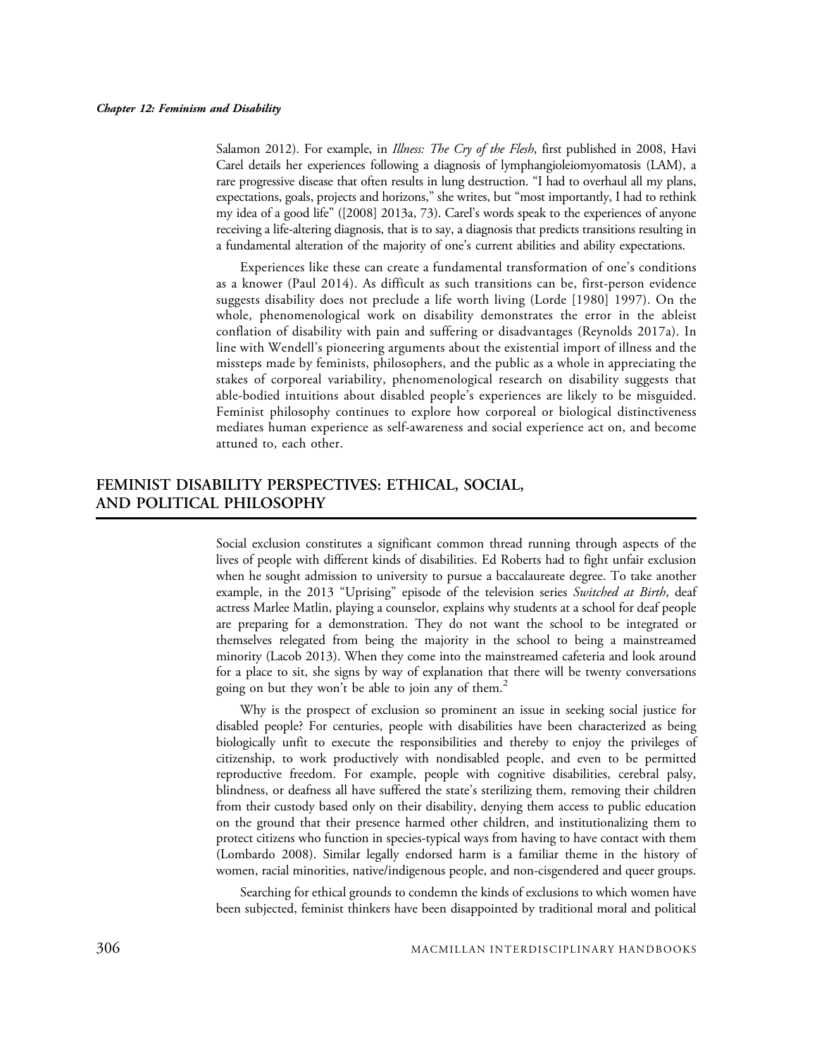Salamon 2012). For example, in *Illness: The Cry of the Flesh*, first published in 2008, Havi Carel details her experiences following a diagnosis of lymphangioleiomyomatosis (LAM), a rare progressive disease that often results in lung destruction. "I had to overhaul all my plans, expectations, goals, projects and horizons," she writes, but "most importantly, I had to rethink my idea of a good life" ([2008] 2013a, 73). Carel's words speak to the experiences of anyone receiving a life-altering diagnosis, that is to say, a diagnosis that predicts transitions resulting in a fundamental alteration of the majority of one's current abilities and ability expectations.

Experiences like these can create a fundamental transformation of one's conditions as a knower (Paul 2014). As difficult as such transitions can be, first-person evidence suggests disability does not preclude a life worth living (Lorde [1980] 1997). On the whole, phenomenological work on disability demonstrates the error in the ableist conflation of disability with pain and suffering or disadvantages (Reynolds 2017a). In line with Wendell's pioneering arguments about the existential import of illness and the missteps made by feminists, philosophers, and the public as a whole in appreciating the stakes of corporeal variability, phenomenological research on disability suggests that able-bodied intuitions about disabled people's experiences are likely to be misguided. Feminist philosophy continues to explore how corporeal or biological distinctiveness mediates human experience as self-awareness and social experience act on, and become attuned to, each other.

## FEMINIST DISABILITY PERSPECTIVES: ETHICAL, SOCIAL, AND POLITICAL PHILOSOPHY

Social exclusion constitutes a significant common thread running through aspects of the lives of people with different kinds of disabilities. Ed Roberts had to fight unfair exclusion when he sought admission to university to pursue a baccalaureate degree. To take another example, in the 2013 "Uprising" episode of the television series *Switched at Birth*, deaf actress Marlee Matlin, playing a counselor, explains why students at a school for deaf people are preparing for a demonstration. They do not want the school to be integrated or themselves relegated from being the majority in the school to being a mainstreamed minority (Lacob 2013). When they come into the mainstreamed cafeteria and look around for a place to sit, she signs by way of explanation that there will be twenty conversations going on but they won't be able to join any of them.[2]

Why is the prospect of exclusion so prominent an issue in seeking social justice for disabled people? For centuries, people with disabilities have been characterized as being biologically unfit to execute the responsibilities and thereby to enjoy the privileges of citizenship, to work productively with nondisabled people, and even to be permitted reproductive freedom. For example, people with cognitive disabilities, cerebral palsy, blindness, or deafness all have suffered the state's sterilizing them, removing their children from their custody based only on their disability, denying them access to public education on the ground that their presence harmed other children, and institutionalizing them to protect citizens who function in species-typical ways from having to have contact with them (Lombardo 2008). Similar legally endorsed harm is a familiar theme in the history of women, racial minorities, native/indigenous people, and non-cisgendered and queer groups.

Searching for ethical grounds to condemn the kinds of exclusions to which women have been subjected, feminist thinkers have been disappointed by traditional moral and political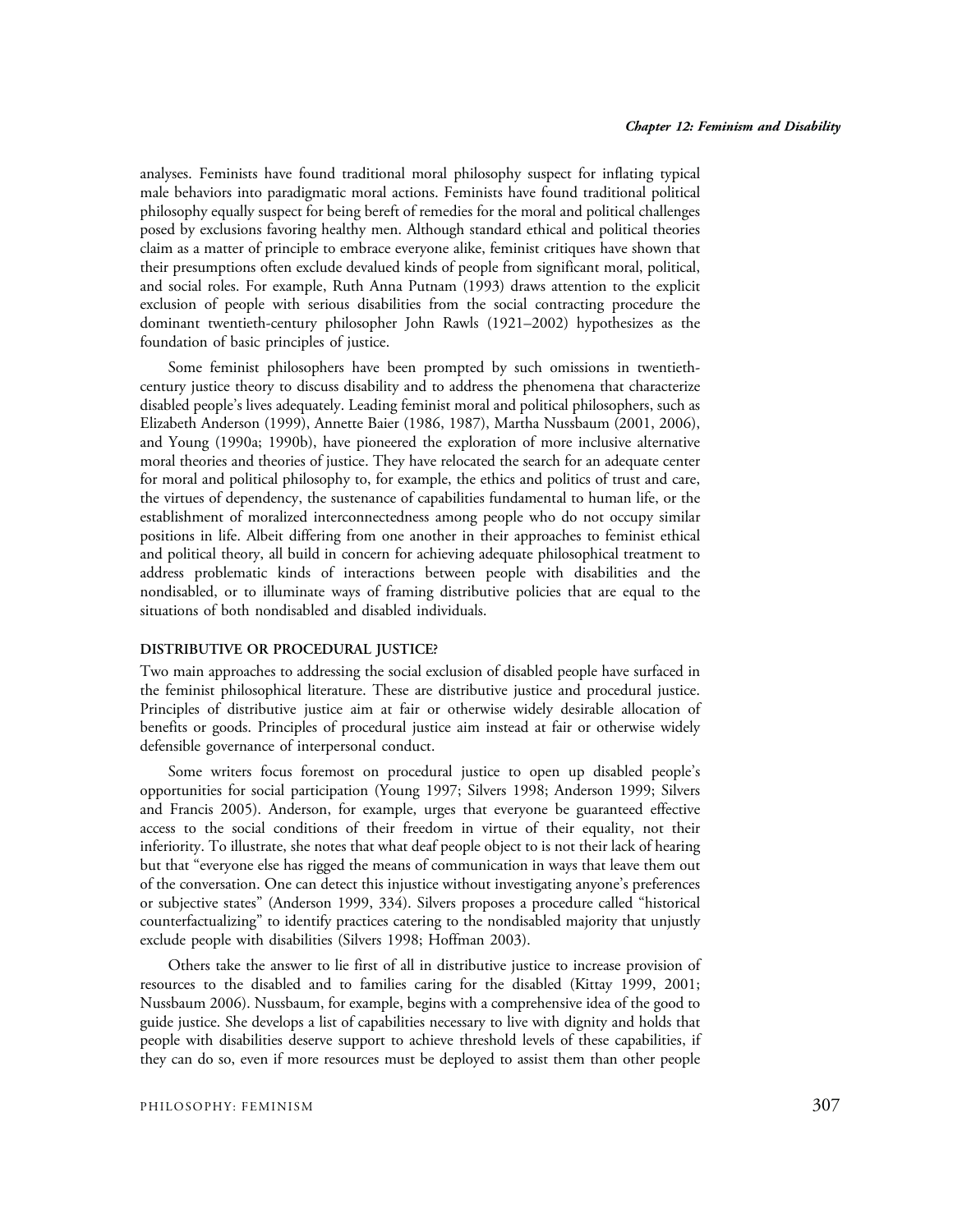analyses. Feminists have found traditional moral philosophy suspect for inflating typical male behaviors into paradigmatic moral actions. Feminists have found traditional political philosophy equally suspect for being bereft of remedies for the moral and political challenges posed by exclusions favoring healthy men. Although standard ethical and political theories claim as a matter of principle to embrace everyone alike, feminist critiques have shown that their presumptions often exclude devalued kinds of people from significant moral, political, and social roles. For example, Ruth Anna Putnam (1993) draws attention to the explicit exclusion of people with serious disabilities from the social contracting procedure the dominant twentieth-century philosopher John Rawls (1921–2002) hypothesizes as the foundation of basic principles of justice.

Some feminist philosophers have been prompted by such omissions in twentieth-century justice theory to discuss disability and to address the phenomena that characterize disabled people's lives adequately. Leading feminist moral and political philosophers, such as Elizabeth Anderson (1999), Annette Baier (1986, 1987), Martha Nussbaum (2001, 2006), and Young (1990a; 1990b), have pioneered the exploration of more inclusive alternative moral theories and theories of justice. They have relocated the search for an adequate center for moral and political philosophy to, for example, the ethics and politics of trust and care, the virtues of dependency, the sustenance of capabilities fundamental to human life, or the establishment of moralized interconnectedness among people who do not occupy similar positions in life. Albeit differing from one another in their approaches to feminist ethical and political theory, all build in concern for achieving adequate philosophical treatment to address problematic kinds of interactions between people with disabilities and the nondisabled, or to illuminate ways of framing distributive policies that are equal to the situations of both nondisabled and disabled individuals.

## DISTRIBUTIVE OR PROCEDURAL JUSTICE?

Two main approaches to addressing the social exclusion of disabled people have surfaced in the feminist philosophical literature. These are distributive justice and procedural justice. Principles of distributive justice aim at fair or otherwise widely desirable allocation of benefits or goods. Principles of procedural justice aim instead at fair or otherwise widely defensible governance of interpersonal conduct.

Some writers focus foremost on procedural justice to open up disabled people's opportunities for social participation (Young 1997; Silvers 1998; Anderson 1999; Silvers and Francis 2005). Anderson, for example, urges that everyone be guaranteed effective access to the social conditions of their freedom in virtue of their equality, not their inferiority. To illustrate, she notes that what deaf people object to is not their lack of hearing but that "everyone else has rigged the means of communication in ways that leave them out of the conversation. One can detect this injustice without investigating anyone's preferences or subjective states" (Anderson 1999, 334). Silvers proposes a procedure called "historical counterfactualizing" to identify practices catering to the nondisabled majority that unjustly exclude people with disabilities (Silvers 1998; Hoffman 2003).

Others take the answer to lie first of all in distributive justice to increase provision of resources to the disabled and to families caring for the disabled (Kittay 1999, 2001; Nussbaum 2006). Nussbaum, for example, begins with a comprehensive idea of the good to guide justice. She develops a list of capabilities necessary to live with dignity and holds that people with disabilities deserve support to achieve threshold levels of these capabilities, if they can do so, even if more resources must be deployed to assist them than other people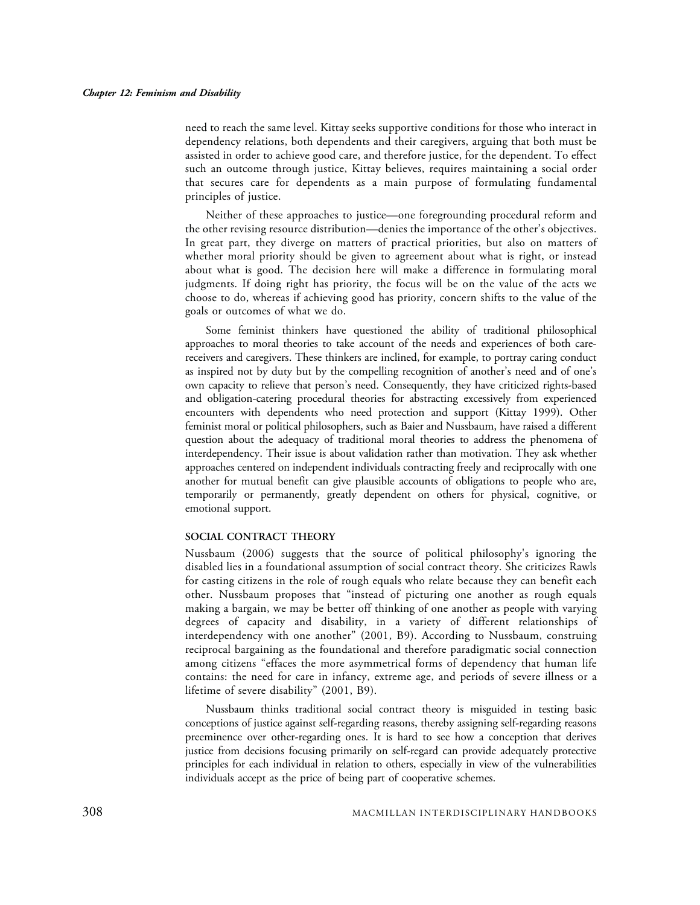need to reach the same level. Kittay seeks supportive conditions for those who interact in dependency relations, both dependents and their caregivers, arguing that both must be assisted in order to achieve good care, and therefore justice, for the dependent. To effect such an outcome through justice, Kittay believes, requires maintaining a social order that secures care for dependents as a main purpose of formulating fundamental principles of justice.

Neither of these approaches to justice—one foregrounding procedural reform and the other revising resource distribution—denies the importance of the other's objectives. In great part, they diverge on matters of practical priorities, but also on matters of whether moral priority should be given to agreement about what is right, or instead about what is good. The decision here will make a difference in formulating moral judgments. If doing right has priority, the focus will be on the value of the acts we choose to do, whereas if achieving good has priority, concern shifts to the value of the goals or outcomes of what we do.

Some feminist thinkers have questioned the ability of traditional philosophical approaches to moral theories to take account of the needs and experiences of both care-receivers and caregivers. These thinkers are inclined, for example, to portray caring conduct as inspired not by duty but by the compelling recognition of another's need and of one's own capacity to relieve that person's need. Consequently, they have criticized rights-based and obligation-catering procedural theories for abstracting excessively from experienced encounters with dependents who need protection and support (Kittay 1999). Other feminist moral or political philosophers, such as Baier and Nussbaum, have raised a different question about the adequacy of traditional moral theories to address the phenomena of interdependency. Their issue is about validation rather than motivation. They ask whether approaches centered on independent individuals contracting freely and reciprocally with one another for mutual benefit can give plausible accounts of obligations to people who are, temporarily or permanently, greatly dependent on others for physical, cognitive, or emotional support.

## SOCIAL CONTRACT THEORY

Nussbaum (2006) suggests that the source of political philosophy's ignoring the disabled lies in a foundational assumption of social contract theory. She criticizes Rawls for casting citizens in the role of rough equals who relate because they can benefit each other. Nussbaum proposes that "instead of picturing one another as rough equals making a bargain, we may be better off thinking of one another as people with varying degrees of capacity and disability, in a variety of different relationships of interdependency with one another" (2001, B9). According to Nussbaum, construing reciprocal bargaining as the foundational and therefore paradigmatic social connection among citizens "effaces the more asymmetrical forms of dependency that human life contains: the need for care in infancy, extreme age, and periods of severe illness or a lifetime of severe disability" (2001, B9).

Nussbaum thinks traditional social contract theory is misguided in testing basic conceptions of justice against self-regarding reasons, thereby assigning self-regarding reasons preeminence over other-regarding ones. It is hard to see how a conception that derives justice from decisions focusing primarily on self-regard can provide adequately protective principles for each individual in relation to others, especially in view of the vulnerabilities individuals accept as the price of being part of cooperative schemes.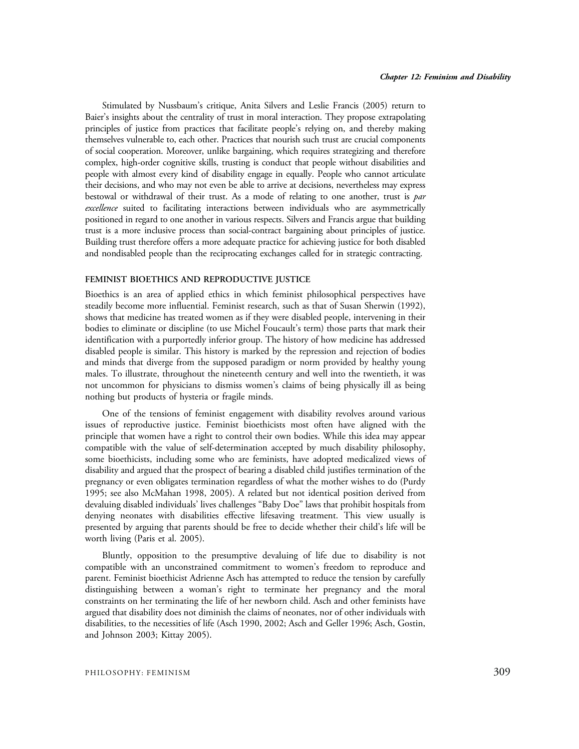Stimulated by Nussbaum's critique, Anita Silvers and Leslie Francis (2005) return to Baier's insights about the centrality of trust in moral interaction. They propose extrapolating principles of justice from practices that facilitate people's relying on, and thereby making themselves vulnerable to, each other. Practices that nourish such trust are crucial components of social cooperation. Moreover, unlike bargaining, which requires strategizing and therefore complex, high-order cognitive skills, trusting is conduct that people without disabilities and people with almost every kind of disability engage in equally. People who cannot articulate their decisions, and who may not even be able to arrive at decisions, nevertheless may express bestowal or withdrawal of their trust. As a mode of relating to one another, trust is *par excellence* suited to facilitating interactions between individuals who are asymmetrically positioned in regard to one another in various respects. Silvers and Francis argue that building trust is a more inclusive process than social-contract bargaining about principles of justice. Building trust therefore offers a more adequate practice for achieving justice for both disabled and nondisabled people than the reciprocating exchanges called for in strategic contracting.

## FEMINIST BIOETHICS AND REPRODUCTIVE JUSTICE

Bioethics is an area of applied ethics in which feminist philosophical perspectives have steadily become more influential. Feminist research, such as that of Susan Sherwin (1992), shows that medicine has treated women as if they were disabled people, intervening in their bodies to eliminate or discipline (to use Michel Foucault's term) those parts that mark their identification with a purportedly inferior group. The history of how medicine has addressed disabled people is similar. This history is marked by the repression and rejection of bodies and minds that diverge from the supposed paradigm or norm provided by healthy young males. To illustrate, throughout the nineteenth century and well into the twentieth, it was not uncommon for physicians to dismiss women's claims of being physically ill as being nothing but products of hysteria or fragile minds.

One of the tensions of feminist engagement with disability revolves around various issues of reproductive justice. Feminist bioethicists most often have aligned with the principle that women have a right to control their own bodies. While this idea may appear compatible with the value of self-determination accepted by much disability philosophy, some bioethicists, including some who are feminists, have adopted medicalized views of disability and argued that the prospect of bearing a disabled child justifies termination of the pregnancy or even obligates termination regardless of what the mother wishes to do (Purdy 1995; see also McMahan 1998, 2005). A related but not identical position derived from devaluing disabled individuals' lives challenges "Baby Doe" laws that prohibit hospitals from denying neonates with disabilities effective lifesaving treatment. This view usually is presented by arguing that parents should be free to decide whether their child's life will be worth living (Paris et al. 2005).

Bluntly, opposition to the presumptive devaluing of life due to disability is not compatible with an unconstrained commitment to women's freedom to reproduce and parent. Feminist bioethicist Adrienne Asch has attempted to reduce the tension by carefully distinguishing between a woman's right to terminate her pregnancy and the moral constraints on her terminating the life of her newborn child. Asch and other feminists have argued that disability does not diminish the claims of neonates, nor of other individuals with disabilities, to the necessities of life (Asch 1990, 2002; Asch and Geller 1996; Asch, Gostin, and Johnson 2003; Kittay 2005).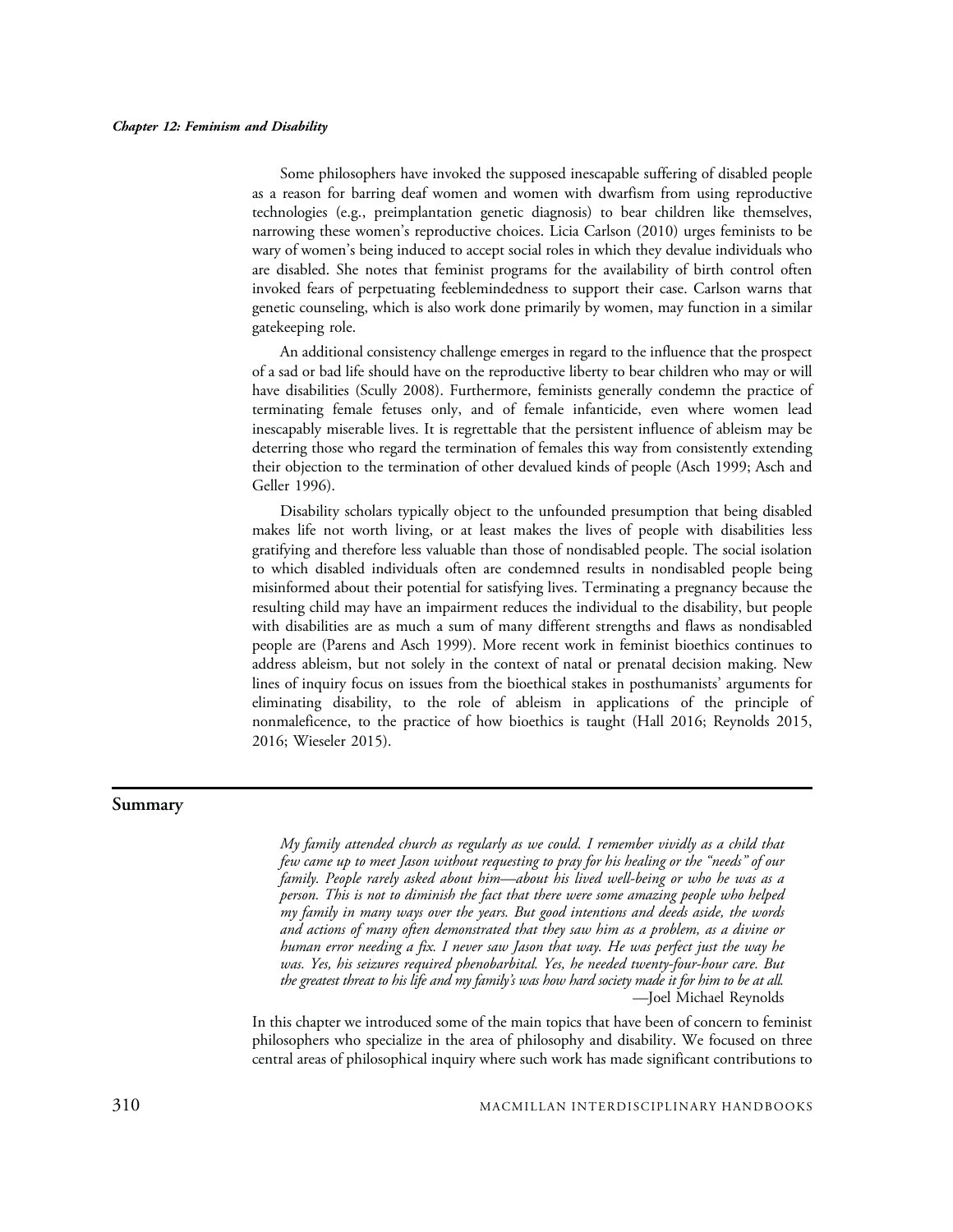Some philosophers have invoked the supposed inescapable suffering of disabled people as a reason for barring deaf women and women with dwarfism from using reproductive technologies (e.g., preimplantation genetic diagnosis) to bear children like themselves, narrowing these women's reproductive choices. Licia Carlson (2010) urges feminists to be wary of women's being induced to accept social roles in which they devalue individuals who are disabled. She notes that feminist programs for the availability of birth control often invoked fears of perpetuating feeblemindedness to support their case. Carlson warns that genetic counseling, which is also work done primarily by women, may function in a similar gatekeeping role.

An additional consistency challenge emerges in regard to the influence that the prospect of a sad or bad life should have on the reproductive liberty to bear children who may or will have disabilities (Scully 2008). Furthermore, feminists generally condemn the practice of terminating female fetuses only, and of female infanticide, even where women lead inescapably miserable lives. It is regrettable that the persistent influence of ableism may be deterring those who regard the termination of females this way from consistently extending their objection to the termination of other devalued kinds of people (Asch 1999; Asch and Geller 1996).

Disability scholars typically object to the unfounded presumption that being disabled makes life not worth living, or at least makes the lives of people with disabilities less gratifying and therefore less valuable than those of nondisabled people. The social isolation to which disabled individuals often are condemned results in nondisabled people being misinformed about their potential for satisfying lives. Terminating a pregnancy because the resulting child may have an impairment reduces the individual to the disability, but people with disabilities are as much a sum of many different strengths and flaws as nondisabled people are (Parens and Asch 1999). More recent work in feminist bioethics continues to address ableism, but not solely in the context of natal or prenatal decision making. New lines of inquiry focus on issues from the bioethical stakes in posthumanists' arguments for eliminating disability, to the role of ableism in applications of the principle of nonmaleficence, to the practice of how bioethics is taught (Hall 2016; Reynolds 2015, 2016; Wieseler 2015).

## Summary

> *My family attended church as regularly as we could. I remember vividly as a child that few came up to meet Jason without requesting to pray for his healing or the "needs" of our family. People rarely asked about him—about his lived well-being or who he was as a person. This is not to diminish the fact that there were some amazing people who helped my family in many ways over the years. But good intentions and deeds aside, the words and actions of many often demonstrated that they saw him as a problem, as a divine or human error needing a fix. I never saw Jason that way. He was perfect just the way he was. Yes, his seizures required phenobarbital. Yes, he needed twenty-four-hour care. But the greatest threat to his life and my family's was how hard society made it for him to be at all.*
>
> —Joel Michael Reynolds

In this chapter we introduced some of the main topics that have been of concern to feminist philosophers who specialize in the area of philosophy and disability. We focused on three central areas of philosophical inquiry where such work has made significant contributions to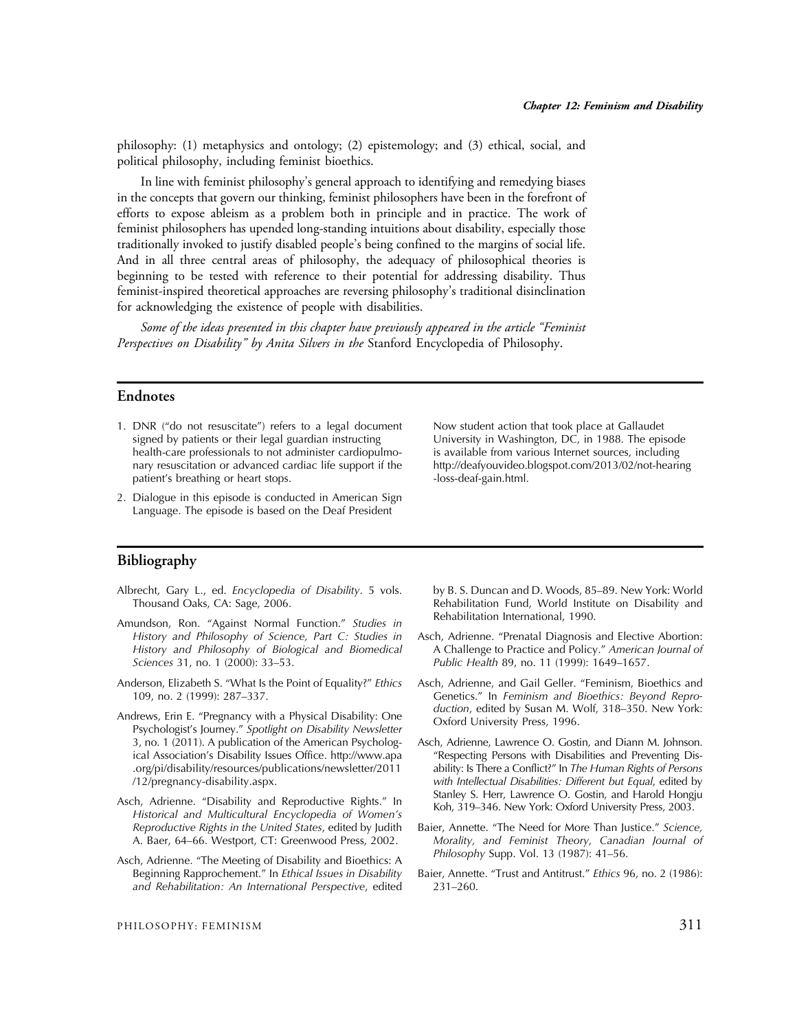philosophy: (1) metaphysics and ontology; (2) epistemology; and (3) ethical, social, and political philosophy, including feminist bioethics.

In line with feminist philosophy's general approach to identifying and remedying biases in the concepts that govern our thinking, feminist philosophers have been in the forefront of efforts to expose ableism as a problem both in principle and in practice. The work of feminist philosophers has upended long-standing intuitions about disability, especially those traditionally invoked to justify disabled people's being confined to the margins of social life. And in all three central areas of philosophy, the adequacy of philosophical theories is beginning to be tested with reference to their potential for addressing disability. Thus feminist-inspired theoretical approaches are reversing philosophy's traditional disinclination for acknowledging the existence of people with disabilities.

*Some of the ideas presented in this chapter have previously appeared in the article "Feminist Perspectives on Disability" by Anita Silvers in the* Stanford Encyclopedia of Philosophy.

## Endnotes

1. DNR ("do not resuscitate") refers to a legal document signed by patients or their legal guardian instructing health-care professionals to not administer cardiopulmonary resuscitation or advanced cardiac life support if the patient's breathing or heart stops.
2. Dialogue in this episode is conducted in American Sign Language. The episode is based on the Deaf President Now student action that took place at Gallaudet University in Washington, DC, in 1988. The episode is available from various Internet sources, including http://deafyouvideo.blogspot.com/2013/02/not-hearing-loss-deaf-gain.html.

## Bibliography

Albrecht, Gary L., ed. *Encyclopedia of Disability*. 5 vols. Thousand Oaks, CA: Sage, 2006.

Amundson, Ron. "Against Normal Function." *Studies in History and Philosophy of Science, Part C: Studies in History and Philosophy of Biological and Biomedical Sciences* 31, no. 1 (2000): 33–53.

Anderson, Elizabeth S. "What Is the Point of Equality?" *Ethics* 109, no. 2 (1999): 287–337.

Andrews, Erin E. "Pregnancy with a Physical Disability: One Psychologist's Journey." *Spotlight on Disability Newsletter* 3, no. 1 (2011). A publication of the American Psychological Association's Disability Issues Office. http://www.apa.org/pi/disability/resources/publications/newsletter/2011/12/pregnancy-disability.aspx.

Asch, Adrienne. "Disability and Reproductive Rights." In *Historical and Multicultural Encyclopedia of Women's Reproductive Rights in the United States*, edited by Judith A. Baer, 64–66. Westport, CT: Greenwood Press, 2002.

Asch, Adrienne. "The Meeting of Disability and Bioethics: A Beginning Rapprochement." In *Ethical Issues in Disability and Rehabilitation: An International Perspective*, edited by B. S. Duncan and D. Woods, 85–89. New York: World Rehabilitation Fund, World Institute on Disability and Rehabilitation International, 1990.

Asch, Adrienne. "Prenatal Diagnosis and Elective Abortion: A Challenge to Practice and Policy." *American Journal of Public Health* 89, no. 11 (1999): 1649–1657.

Asch, Adrienne, and Gail Geller. "Feminism, Bioethics and Genetics." In *Feminism and Bioethics: Beyond Reproduction*, edited by Susan M. Wolf, 318–350. New York: Oxford University Press, 1996.

Asch, Adrienne, Lawrence O. Gostin, and Diann M. Johnson. "Respecting Persons with Disabilities and Preventing Disability: Is There a Conflict?" In *The Human Rights of Persons with Intellectual Disabilities: Different but Equal*, edited by Stanley S. Herr, Lawrence O. Gostin, and Harold Hongju Koh, 319–346. New York: Oxford University Press, 2003.

Baier, Annette. "The Need for More Than Justice." *Science, Morality, and Feminist Theory*, *Canadian Journal of Philosophy* Supp. Vol. 13 (1987): 41–56.

Baier, Annette. "Trust and Antitrust." *Ethics* 96, no. 2 (1986): 231–260.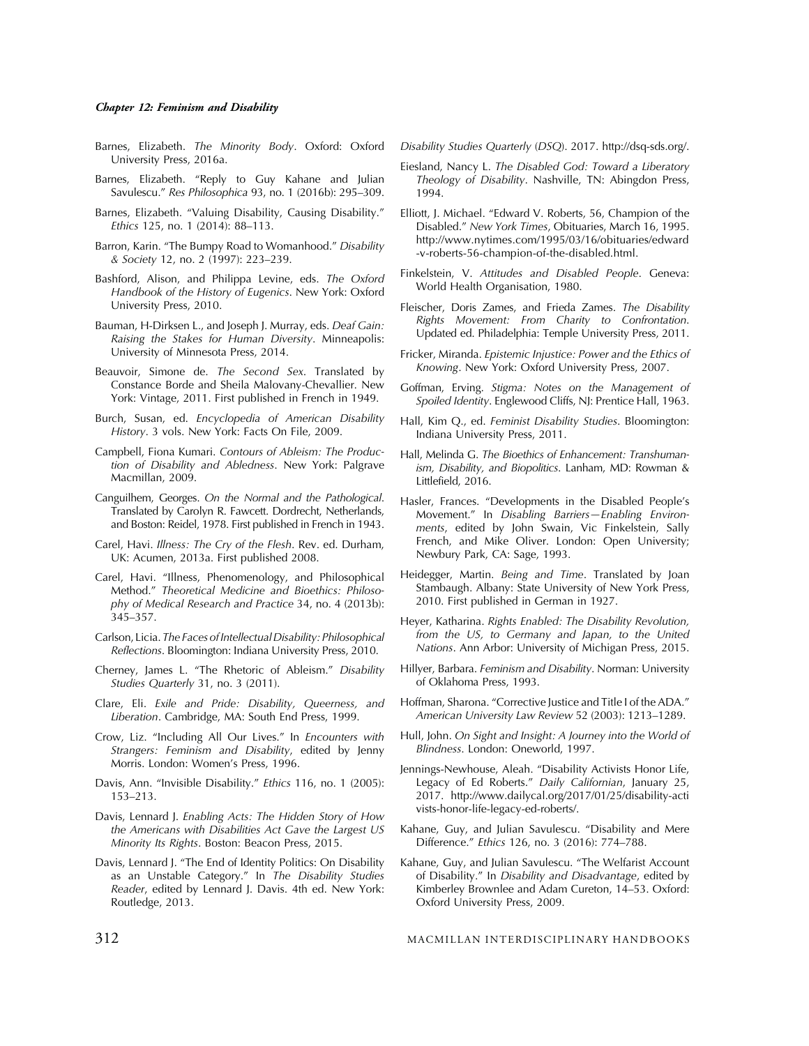Barnes, Elizabeth. *The Minority Body*. Oxford: Oxford University Press, 2016a.

Barnes, Elizabeth. "Reply to Guy Kahane and Julian Savulescu." *Res Philosophica* 93, no. 1 (2016b): 295–309.

Barnes, Elizabeth. "Valuing Disability, Causing Disability." *Ethics* 125, no. 1 (2014): 88–113.

Barron, Karin. "The Bumpy Road to Womanhood." *Disability & Society* 12, no. 2 (1997): 223–239.

Bashford, Alison, and Philippa Levine, eds. *The Oxford Handbook of the History of Eugenics*. New York: Oxford University Press, 2010.

Bauman, H-Dirksen L., and Joseph J. Murray, eds. *Deaf Gain: Raising the Stakes for Human Diversity*. Minneapolis: University of Minnesota Press, 2014.

Beauvoir, Simone de. *The Second Sex*. Translated by Constance Borde and Sheila Malovany-Chevallier. New York: Vintage, 2011. First published in French in 1949.

Burch, Susan, ed. *Encyclopedia of American Disability History*. 3 vols. New York: Facts On File, 2009.

Campbell, Fiona Kumari. *Contours of Ableism: The Production of Disability and Abledness*. New York: Palgrave Macmillan, 2009.

Canguilhem, Georges. *On the Normal and the Pathological*. Translated by Carolyn R. Fawcett. Dordrecht, Netherlands, and Boston: Reidel, 1978. First published in French in 1943.

Carel, Havi. *Illness: The Cry of the Flesh*. Rev. ed. Durham, UK: Acumen, 2013a. First published 2008.

Carel, Havi. "Illness, Phenomenology, and Philosophical Method." *Theoretical Medicine and Bioethics: Philosophy of Medical Research and Practice* 34, no. 4 (2013b): 345–357.

Carlson, Licia. *The Faces of Intellectual Disability: Philosophical Reflections*. Bloomington: Indiana University Press, 2010.

Cherney, James L. "The Rhetoric of Ableism." *Disability Studies Quarterly* 31, no. 3 (2011).

Clare, Eli. *Exile and Pride: Disability, Queerness, and Liberation*. Cambridge, MA: South End Press, 1999.

Crow, Liz. "Including All Our Lives." In *Encounters with Strangers: Feminism and Disability*, edited by Jenny Morris. London: Women's Press, 1996.

Davis, Ann. "Invisible Disability." *Ethics* 116, no. 1 (2005): 153–213.

Davis, Lennard J. *Enabling Acts: The Hidden Story of How the Americans with Disabilities Act Gave the Largest US Minority Its Rights*. Boston: Beacon Press, 2015.

Davis, Lennard J. "The End of Identity Politics: On Disability as an Unstable Category." In *The Disability Studies Reader*, edited by Lennard J. Davis. 4th ed. New York: Routledge, 2013.

*Disability Studies Quarterly* (*DSQ*). 2017. http://dsq-sds.org/.

Eiesland, Nancy L. *The Disabled God: Toward a Liberatory Theology of Disability*. Nashville, TN: Abingdon Press, 1994.

Elliott, J. Michael. "Edward V. Roberts, 56, Champion of the Disabled." *New York Times*, Obituaries, March 16, 1995. http://www.nytimes.com/1995/03/16/obituaries/edward-v-roberts-56-champion-of-the-disabled.html.

Finkelstein, V. *Attitudes and Disabled People*. Geneva: World Health Organisation, 1980.

Fleischer, Doris Zames, and Frieda Zames. *The Disability Rights Movement: From Charity to Confrontation*. Updated ed. Philadelphia: Temple University Press, 2011.

Fricker, Miranda. *Epistemic Injustice: Power and the Ethics of Knowing*. New York: Oxford University Press, 2007.

Goffman, Erving. *Stigma: Notes on the Management of Spoiled Identity*. Englewood Cliffs, NJ: Prentice Hall, 1963.

Hall, Kim Q., ed. *Feminist Disability Studies*. Bloomington: Indiana University Press, 2011.

Hall, Melinda G. *The Bioethics of Enhancement: Transhumanism, Disability, and Biopolitics*. Lanham, MD: Rowman & Littlefield, 2016.

Hasler, Frances. "Developments in the Disabled People's Movement." In *Disabling Barriers—Enabling Environments*, edited by John Swain, Vic Finkelstein, Sally French, and Mike Oliver. London: Open University; Newbury Park, CA: Sage, 1993.

Heidegger, Martin. *Being and Time*. Translated by Joan Stambaugh. Albany: State University of New York Press, 2010. First published in German in 1927.

Heyer, Katharina. *Rights Enabled: The Disability Revolution, from the US, to Germany and Japan, to the United Nations*. Ann Arbor: University of Michigan Press, 2015.

Hillyer, Barbara. *Feminism and Disability*. Norman: University of Oklahoma Press, 1993.

Hoffman, Sharona. "Corrective Justice and Title I of the ADA." *American University Law Review* 52 (2003): 1213–1289.

Hull, John. *On Sight and Insight: A Journey into the World of Blindness*. London: Oneworld, 1997.

Jennings-Newhouse, Aleah. "Disability Activists Honor Life, Legacy of Ed Roberts." *Daily Californian*, January 25, 2017. http://www.dailycal.org/2017/01/25/disability-activists-honor-life-legacy-ed-roberts/.

Kahane, Guy, and Julian Savulescu. "Disability and Mere Difference." *Ethics* 126, no. 3 (2016): 774–788.

Kahane, Guy, and Julian Savulescu. "The Welfarist Account of Disability." In *Disability and Disadvantage*, edited by Kimberley Brownlee and Adam Cureton, 14–53. Oxford: Oxford University Press, 2009.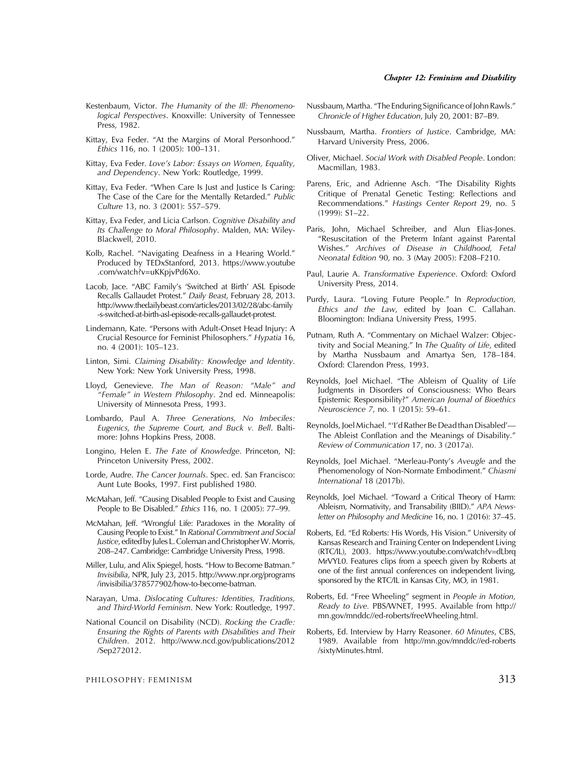Kestenbaum, Victor. *The Humanity of the Ill: Phenomenological Perspectives*. Knoxville: University of Tennessee Press, 1982.

Kittay, Eva Feder. "At the Margins of Moral Personhood." *Ethics* 116, no. 1 (2005): 100–131.

Kittay, Eva Feder. *Love's Labor: Essays on Women, Equality, and Dependency*. New York: Routledge, 1999.

Kittay, Eva Feder. "When Care Is Just and Justice Is Caring: The Case of the Care for the Mentally Retarded." *Public Culture* 13, no. 3 (2001): 557–579.

Kittay, Eva Feder, and Licia Carlson. *Cognitive Disability and Its Challenge to Moral Philosophy*. Malden, MA: Wiley-Blackwell, 2010.

Kolb, Rachel. "Navigating Deafness in a Hearing World." Produced by TEDxStanford, 2013. https://www.youtube.com/watch?v=uKKpjvPd6Xo.

Lacob, Jace. "ABC Family's 'Switched at Birth' ASL Episode Recalls Gallaudet Protest." *Daily Beast*, February 28, 2013. http://www.thedailybeast.com/articles/2013/02/28/abc-family-s-switched-at-birth-asl-episode-recalls-gallaudet-protest.

Lindemann, Kate. "Persons with Adult-Onset Head Injury: A Crucial Resource for Feminist Philosophers." *Hypatia* 16, no. 4 (2001): 105–123.

Linton, Simi. *Claiming Disability: Knowledge and Identity*. New York: New York University Press, 1998.

Lloyd, Genevieve. *The Man of Reason: "Male" and "Female" in Western Philosophy*. 2nd ed. Minneapolis: University of Minnesota Press, 1993.

Lombardo, Paul A. *Three Generations, No Imbeciles: Eugenics, the Supreme Court, and Buck v. Bell*. Baltimore: Johns Hopkins Press, 2008.

Longino, Helen E. *The Fate of Knowledge*. Princeton, NJ: Princeton University Press, 2002.

Lorde, Audre. *The Cancer Journals*. Spec. ed. San Francisco: Aunt Lute Books, 1997. First published 1980.

McMahan, Jeff. "Causing Disabled People to Exist and Causing People to Be Disabled." *Ethics* 116, no. 1 (2005): 77–99.

McMahan, Jeff. "Wrongful Life: Paradoxes in the Morality of Causing People to Exist." In *Rational Commitment and Social Justice*, edited by Jules L. Coleman and Christopher W. Morris, 208–247. Cambridge: Cambridge University Press, 1998.

Miller, Lulu, and Alix Spiegel, hosts. "How to Become Batman." *Invisibilia*, NPR, July 23, 2015. http://www.npr.org/programs/invisibilia/378577902/how-to-become-batman.

Narayan, Uma. *Dislocating Cultures: Identities, Traditions, and Third-World Feminism*. New York: Routledge, 1997.

National Council on Disability (NCD). *Rocking the Cradle: Ensuring the Rights of Parents with Disabilities and Their Children*. 2012. http://www.ncd.gov/publications/2012/Sep272012.

Nussbaum, Martha. "The Enduring Significance of John Rawls." *Chronicle of Higher Education*, July 20, 2001: B7–B9.

Nussbaum, Martha. *Frontiers of Justice*. Cambridge, MA: Harvard University Press, 2006.

Oliver, Michael. *Social Work with Disabled People*. London: Macmillan, 1983.

Parens, Eric, and Adrienne Asch. "The Disability Rights Critique of Prenatal Genetic Testing: Reflections and Recommendations." *Hastings Center Report* 29, no. 5 (1999): S1–22.

Paris, John, Michael Schreiber, and Alun Elias-Jones. "Resuscitation of the Preterm Infant against Parental Wishes." *Archives of Disease in Childhood, Fetal Neonatal Edition* 90, no. 3 (May 2005): F208–F210.

Paul, Laurie A. *Transformative Experience*. Oxford: Oxford University Press, 2014.

Purdy, Laura. "Loving Future People." In *Reproduction, Ethics and the Law*, edited by Joan C. Callahan. Bloomington: Indiana University Press, 1995.

Putnam, Ruth A. "Commentary on Michael Walzer: Objectivity and Social Meaning." In *The Quality of Life*, edited by Martha Nussbaum and Amartya Sen, 178–184. Oxford: Clarendon Press, 1993.

Reynolds, Joel Michael. "The Ableism of Quality of Life Judgments in Disorders of Consciousness: Who Bears Epistemic Responsibility?" *American Journal of Bioethics Neuroscience* 7, no. 1 (2015): 59–61.

Reynolds, Joel Michael. "'I'd Rather Be Dead than Disabled'—The Ableist Conflation and the Meanings of Disability." *Review of Communication* 17, no. 3 (2017a).

Reynolds, Joel Michael. "Merleau-Ponty's *Aveugle* and the Phenomenology of Non-Normate Embodiment." *Chiasmi International* 18 (2017b).

Reynolds, Joel Michael. "Toward a Critical Theory of Harm: Ableism, Normativity, and Transability (BIID)." *APA Newsletter on Philosophy and Medicine* 16, no. 1 (2016): 37–45.

Roberts, Ed. "Ed Roberts: His Words, His Vision." University of Kansas Research and Training Center on Independent Living (RTC/IL), 2003. https://www.youtube.com/watch?v=dLbrqMrVYL0. Features clips from a speech given by Roberts at one of the first annual conferences on independent living, sponsored by the RTC/IL in Kansas City, MO, in 1981.

Roberts, Ed. "Free Wheeling" segment in *People in Motion, Ready to Live*. PBS/WNET, 1995. Available from http://mn.gov/mnddc//ed-roberts/freeWheeling.html.

Roberts, Ed. Interview by Harry Reasoner. *60 Minutes*, CBS, 1989. Available from http://mn.gov/mnddc//ed-roberts/sixtyMinutes.html.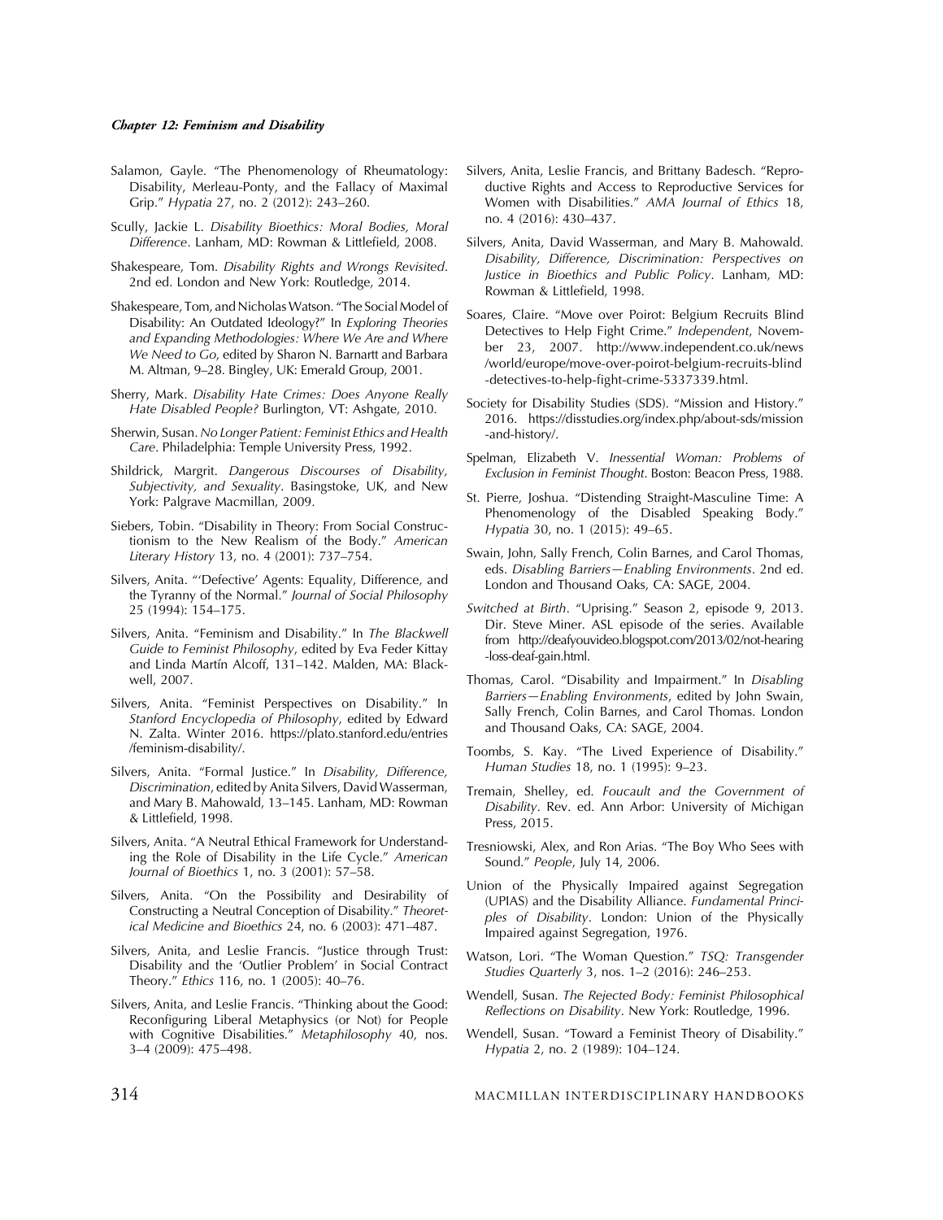Salamon, Gayle. "The Phenomenology of Rheumatology: Disability, Merleau-Ponty, and the Fallacy of Maximal Grip." *Hypatia* 27, no. 2 (2012): 243–260.

Scully, Jackie L. *Disability Bioethics: Moral Bodies, Moral Difference*. Lanham, MD: Rowman & Littlefield, 2008.

Shakespeare, Tom. *Disability Rights and Wrongs Revisited*. 2nd ed. London and New York: Routledge, 2014.

Shakespeare, Tom, and Nicholas Watson. "The Social Model of Disability: An Outdated Ideology?" In *Exploring Theories and Expanding Methodologies: Where We Are and Where We Need to Go*, edited by Sharon N. Barnartt and Barbara M. Altman, 9–28. Bingley, UK: Emerald Group, 2001.

Sherry, Mark. *Disability Hate Crimes: Does Anyone Really Hate Disabled People?* Burlington, VT: Ashgate, 2010.

Sherwin, Susan. *No Longer Patient: Feminist Ethics and Health Care*. Philadelphia: Temple University Press, 1992.

Shildrick, Margrit. *Dangerous Discourses of Disability, Subjectivity, and Sexuality*. Basingstoke, UK, and New York: Palgrave Macmillan, 2009.

Siebers, Tobin. "Disability in Theory: From Social Constructionism to the New Realism of the Body." *American Literary History* 13, no. 4 (2001): 737–754.

Silvers, Anita. "'Defective' Agents: Equality, Difference, and the Tyranny of the Normal." *Journal of Social Philosophy* 25 (1994): 154–175.

Silvers, Anita. "Feminism and Disability." In *The Blackwell Guide to Feminist Philosophy*, edited by Eva Feder Kittay and Linda Martín Alcoff, 131–142. Malden, MA: Blackwell, 2007.

Silvers, Anita. "Feminist Perspectives on Disability." In *Stanford Encyclopedia of Philosophy*, edited by Edward N. Zalta. Winter 2016. https://plato.stanford.edu/entries/feminism-disability/.

Silvers, Anita. "Formal Justice." In *Disability, Difference, Discrimination*, edited by Anita Silvers, David Wasserman, and Mary B. Mahowald, 13–145. Lanham, MD: Rowman & Littlefield, 1998.

Silvers, Anita. "A Neutral Ethical Framework for Understanding the Role of Disability in the Life Cycle." *American Journal of Bioethics* 1, no. 3 (2001): 57–58.

Silvers, Anita. "On the Possibility and Desirability of Constructing a Neutral Conception of Disability." *Theoretical Medicine and Bioethics* 24, no. 6 (2003): 471–487.

Silvers, Anita, and Leslie Francis. "Justice through Trust: Disability and the 'Outlier Problem' in Social Contract Theory." *Ethics* 116, no. 1 (2005): 40–76.

Silvers, Anita, and Leslie Francis. "Thinking about the Good: Reconfiguring Liberal Metaphysics (or Not) for People with Cognitive Disabilities." *Metaphilosophy* 40, nos. 3–4 (2009): 475–498.

Silvers, Anita, Leslie Francis, and Brittany Badesch. "Reproductive Rights and Access to Reproductive Services for Women with Disabilities." *AMA Journal of Ethics* 18, no. 4 (2016): 430–437.

Silvers, Anita, David Wasserman, and Mary B. Mahowald. *Disability, Difference, Discrimination: Perspectives on Justice in Bioethics and Public Policy*. Lanham, MD: Rowman & Littlefield, 1998.

Soares, Claire. "Move over Poirot: Belgium Recruits Blind Detectives to Help Fight Crime." *Independent*, November 23, 2007. http://www.independent.co.uk/news/world/europe/move-over-poirot-belgium-recruits-blind-detectives-to-help-fight-crime-5337339.html.

Society for Disability Studies (SDS). "Mission and History." 2016. https://disstudies.org/index.php/about-sds/mission-and-history/.

Spelman, Elizabeth V. *Inessential Woman: Problems of Exclusion in Feminist Thought*. Boston: Beacon Press, 1988.

St. Pierre, Joshua. "Distending Straight-Masculine Time: A Phenomenology of the Disabled Speaking Body." *Hypatia* 30, no. 1 (2015): 49–65.

Swain, John, Sally French, Colin Barnes, and Carol Thomas, eds. *Disabling Barriers—Enabling Environments*. 2nd ed. London and Thousand Oaks, CA: SAGE, 2004.

*Switched at Birth*. "Uprising." Season 2, episode 9, 2013. Dir. Steve Miner. ASL episode of the series. Available from http://deafyouvideo.blogspot.com/2013/02/not-hearing-loss-deaf-gain.html.

Thomas, Carol. "Disability and Impairment." In *Disabling Barriers—Enabling Environments*, edited by John Swain, Sally French, Colin Barnes, and Carol Thomas. London and Thousand Oaks, CA: SAGE, 2004.

Toombs, S. Kay. "The Lived Experience of Disability." *Human Studies* 18, no. 1 (1995): 9–23.

Tremain, Shelley, ed. *Foucault and the Government of Disability*. Rev. ed. Ann Arbor: University of Michigan Press, 2015.

Tresniowski, Alex, and Ron Arias. "The Boy Who Sees with Sound." *People*, July 14, 2006.

Union of the Physically Impaired against Segregation (UPIAS) and the Disability Alliance. *Fundamental Principles of Disability*. London: Union of the Physically Impaired against Segregation, 1976.

Watson, Lori. "The Woman Question." *TSQ: Transgender Studies Quarterly* 3, nos. 1–2 (2016): 246–253.

Wendell, Susan. *The Rejected Body: Feminist Philosophical Reflections on Disability*. New York: Routledge, 1996.

Wendell, Susan. "Toward a Feminist Theory of Disability." *Hypatia* 2, no. 2 (1989): 104–124.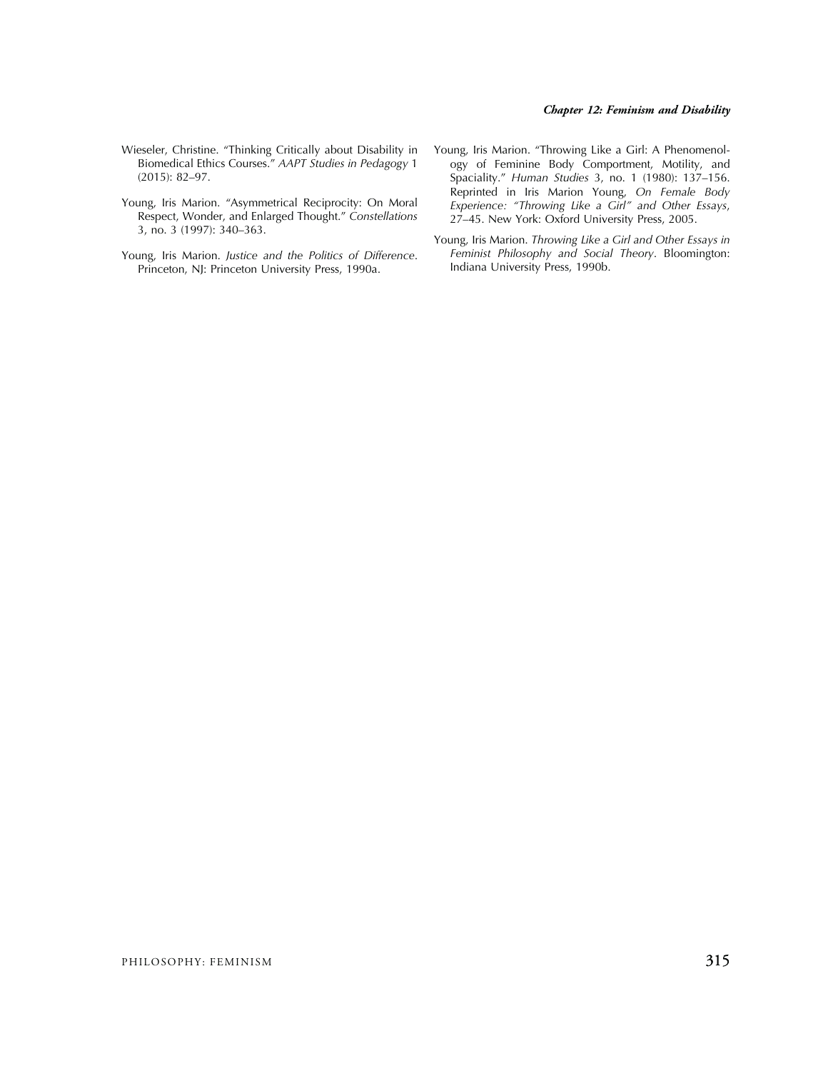Wieseler, Christine. "Thinking Critically about Disability in Biomedical Ethics Courses." *AAPT Studies in Pedagogy* 1 (2015): 82–97.

Young, Iris Marion. "Asymmetrical Reciprocity: On Moral Respect, Wonder, and Enlarged Thought." *Constellations* 3, no. 3 (1997): 340–363.

Young, Iris Marion. *Justice and the Politics of Difference*. Princeton, NJ: Princeton University Press, 1990a.

Young, Iris Marion. "Throwing Like a Girl: A Phenomenology of Feminine Body Comportment, Motility, and Spaciality." *Human Studies* 3, no. 1 (1980): 137–156. Reprinted in Iris Marion Young, *On Female Body Experience: "Throwing Like a Girl" and Other Essays*, 27–45. New York: Oxford University Press, 2005.

Young, Iris Marion. *Throwing Like a Girl and Other Essays in Feminist Philosophy and Social Theory*. Bloomington: Indiana University Press, 1990b.